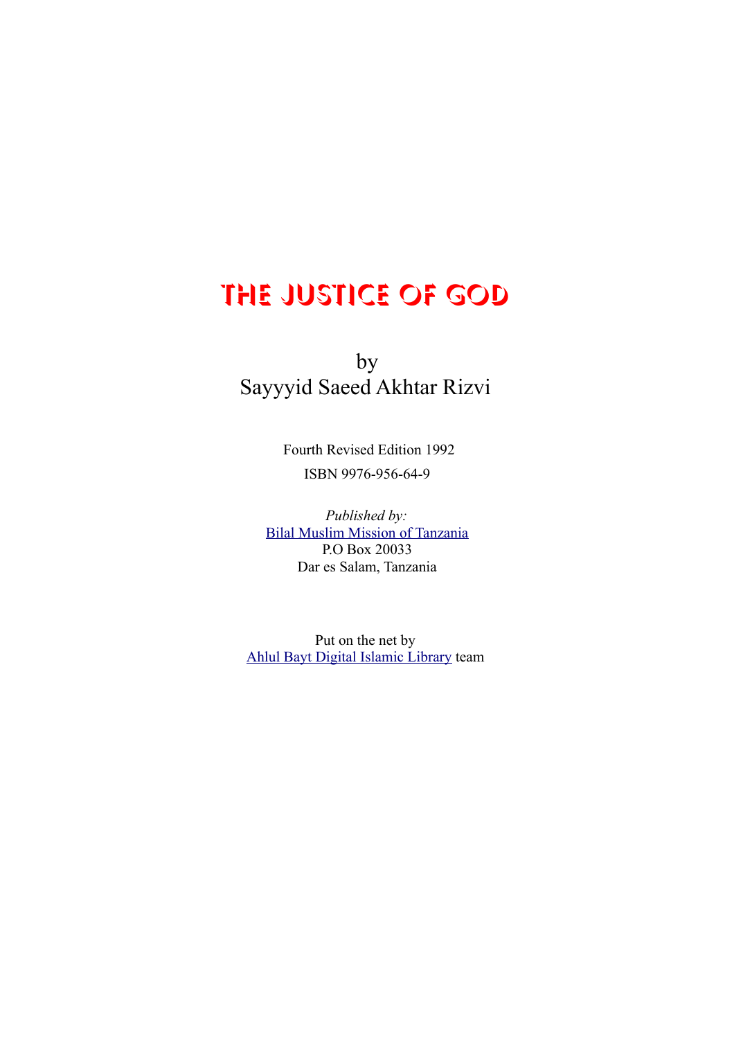# THE JUSTICE OF GOD

by
Sayyyid Saeed Akhtar Rizvi

Fourth Revised Edition 1992

ISBN 9976-956-64-9

*Published by:*
Bilal Muslim Mission of Tanzania
P.O Box 20033
Dar es Salam, Tanzania

Put on the net by
Ahlul Bayt Digital Islamic Library team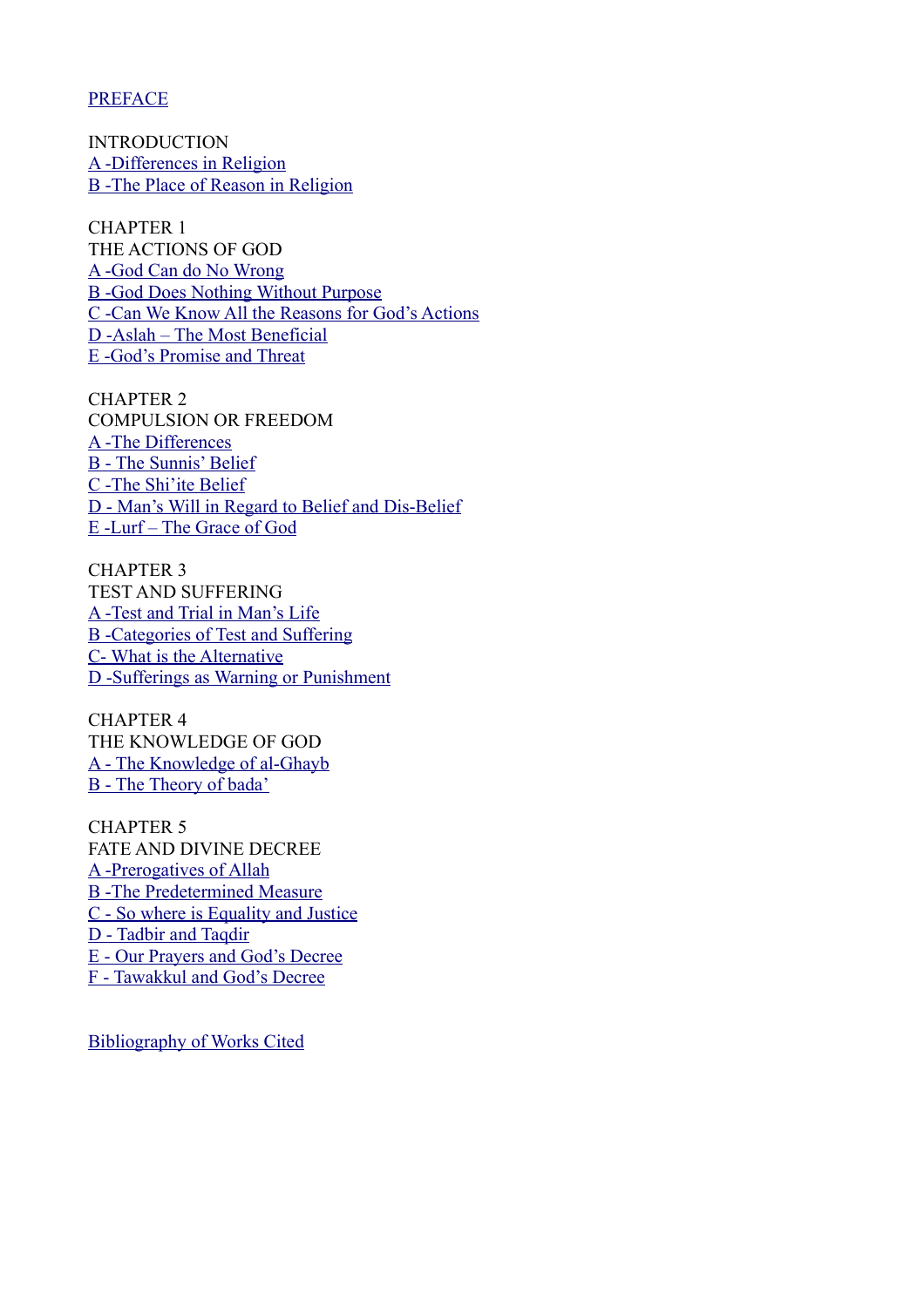PREFACE

INTRODUCTION
A -Differences in Religion
B -The Place of Reason in Religion

CHAPTER 1
THE ACTIONS OF GOD
A -God Can do No Wrong
B -God Does Nothing Without Purpose
C -Can We Know All the Reasons for God's Actions
D -Aslah – The Most Beneficial
E -God's Promise and Threat

CHAPTER 2
COMPULSION OR FREEDOM
A -The Differences
B - The Sunnis' Belief
C -The Shi'ite Belief
D - Man's Will in Regard to Belief and Dis-Belief
E -Lurf – The Grace of God

CHAPTER 3
TEST AND SUFFERING
A -Test and Trial in Man's Life
B -Categories of Test and Suffering
C- What is the Alternative
D -Sufferings as Warning or Punishment

CHAPTER 4
THE KNOWLEDGE OF GOD
A - The Knowledge of al-Ghayb
B - The Theory of bada'

CHAPTER 5
FATE AND DIVINE DECREE
A -Prerogatives of Allah
B -The Predetermined Measure
C - So where is Equality and Justice
D - Tadbir and Taqdir
E - Our Prayers and God's Decree
F - Tawakkul and God's Decree

Bibliography of Works Cited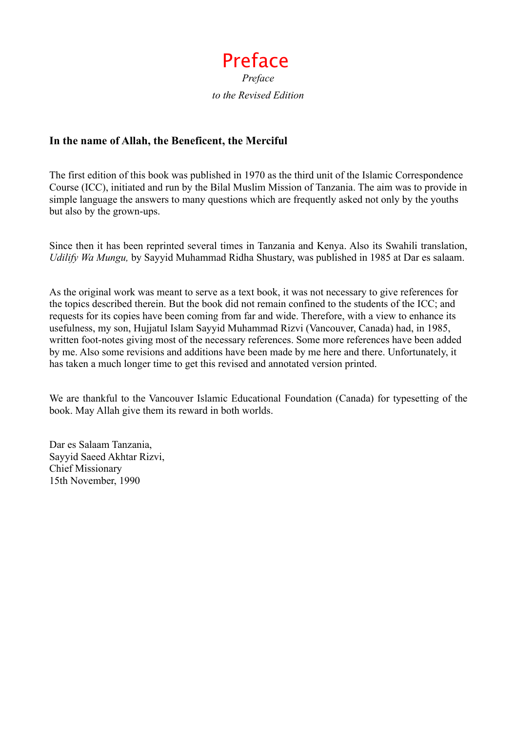# Preface

*Preface*

*to the Revised Edition*

**In the name of Allah, the Beneficent, the Merciful**

The first edition of this book was published in 1970 as the third unit of the Islamic Correspondence Course (ICC), initiated and run by the Bilal Muslim Mission of Tanzania. The aim was to provide in simple language the answers to many questions which are frequently asked not only by the youths but also by the grown-ups.

Since then it has been reprinted several times in Tanzania and Kenya. Also its Swahili translation, *Udilify Wa Mungu,* by Sayyid Muhammad Ridha Shustary, was published in 1985 at Dar es salaam.

As the original work was meant to serve as a text book, it was not necessary to give references for the topics described therein. But the book did not remain confined to the students of the ICC; and requests for its copies have been coming from far and wide. Therefore, with a view to enhance its usefulness, my son, Hujjatul Islam Sayyid Muhammad Rizvi (Vancouver, Canada) had, in 1985, written foot-notes giving most of the necessary references. Some more references have been added by me. Also some revisions and additions have been made by me here and there. Unfortunately, it has taken a much longer time to get this revised and annotated version printed.

We are thankful to the Vancouver Islamic Educational Foundation (Canada) for typesetting of the book. May Allah give them its reward in both worlds.

Dar es Salaam Tanzania,  
Sayyid Saeed Akhtar Rizvi,  
Chief Missionary  
15th November, 1990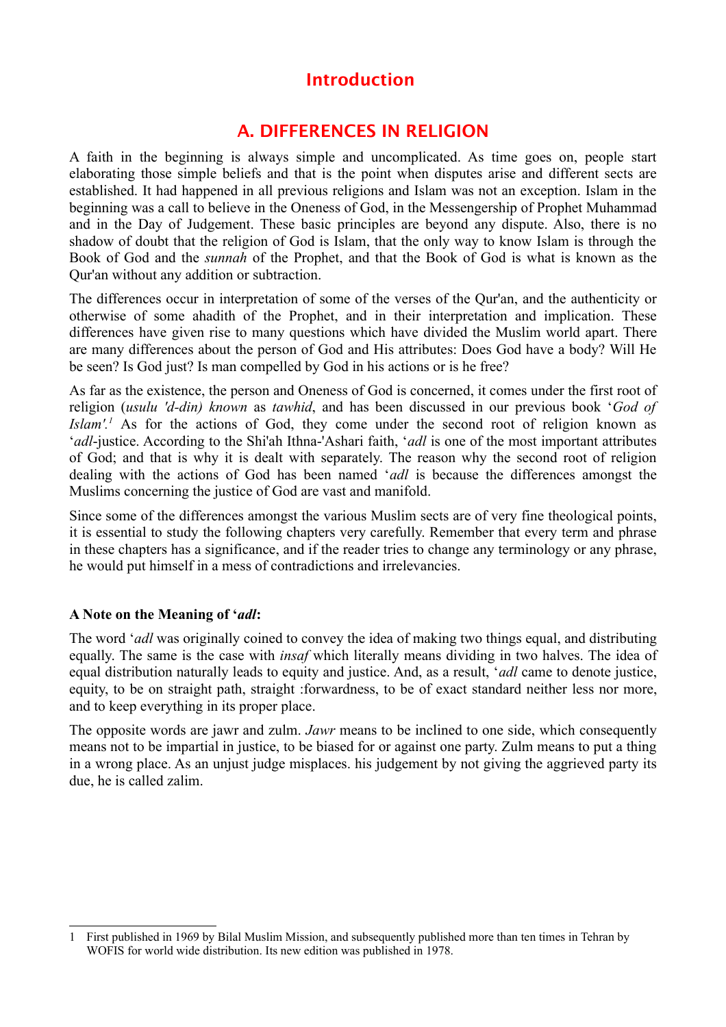# Introduction

## A. DIFFERENCES IN RELIGION

A faith in the beginning is always simple and uncomplicated. As time goes on, people start elaborating those simple beliefs and that is the point when disputes arise and different sects are established. It had happened in all previous religions and Islam was not an exception. Islam in the beginning was a call to believe in the Oneness of God, in the Messengership of Prophet Muhammad and in the Day of Judgement. These basic principles are beyond any dispute. Also, there is no shadow of doubt that the religion of God is Islam, that the only way to know Islam is through the Book of God and the *sunnah* of the Prophet, and that the Book of God is what is known as the Qur'an without any addition or subtraction.

The differences occur in interpretation of some of the verses of the Qur'an, and the authenticity or otherwise of some ahadith of the Prophet, and in their interpretation and implication. These differences have given rise to many questions which have divided the Muslim world apart. There are many differences about the person of God and His attributes: Does God have a body? Will He be seen? Is God just? Is man compelled by God in his actions or is he free?

As far as the existence, the person and Oneness of God is concerned, it comes under the first root of religion (*usulu 'd-din) known* as *tawhid*, and has been discussed in our previous book '*God of Islam'.*[1] As for the actions of God, they come under the second root of religion known as '*adl*-justice. According to the Shi'ah Ithna-'Ashari faith, '*adl* is one of the most important attributes of God; and that is why it is dealt with separately. The reason why the second root of religion dealing with the actions of God has been named '*adl* is because the differences amongst the Muslims concerning the justice of God are vast and manifold.

Since some of the differences amongst the various Muslim sects are of very fine theological points, it is essential to study the following chapters very carefully. Remember that every term and phrase in these chapters has a significance, and if the reader tries to change any terminology or any phrase, he would put himself in a mess of contradictions and irrelevancies.

**A Note on the Meaning of '*adl*:**

The word '*adl* was originally coined to convey the idea of making two things equal, and distributing equally. The same is the case with *insaf* which literally means dividing in two halves. The idea of equal distribution naturally leads to equity and justice. And, as a result, '*adl* came to denote justice, equity, to be on straight path, straight :forwardness, to be of exact standard neither less nor more, and to keep everything in its proper place.

The opposite words are jawr and zulm. *Jawr* means to be inclined to one side, which consequently means not to be impartial in justice, to be biased for or against one party. Zulm means to put a thing in a wrong place. As an unjust judge misplaces. his judgement by not giving the aggrieved party its due, he is called zalim.

---

1 First published in 1969 by Bilal Muslim Mission, and subsequently published more than ten times in Tehran by WOFIS for world wide distribution. Its new edition was published in 1978.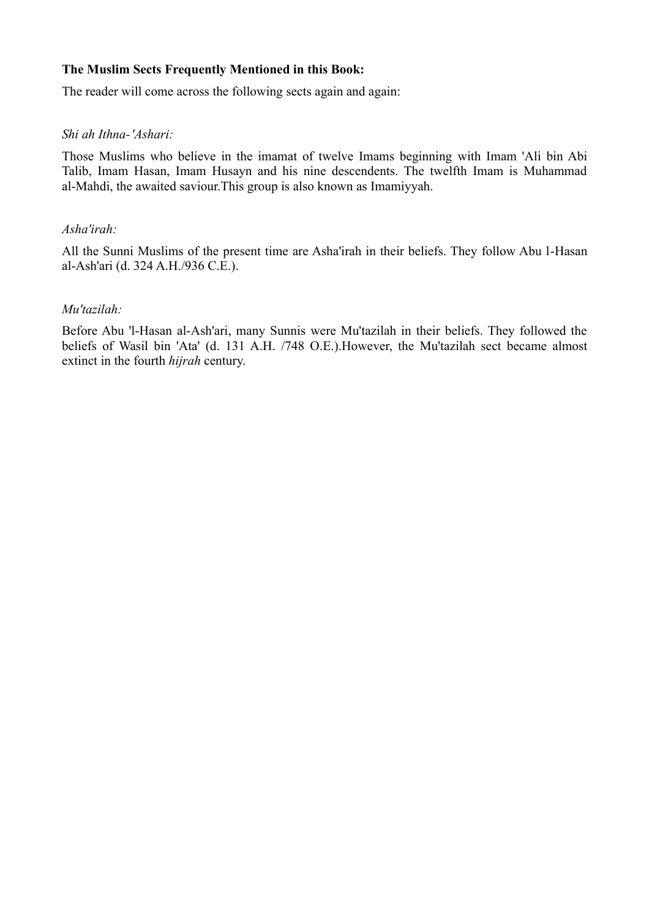**The Muslim Sects Frequently Mentioned in this Book:**

The reader will come across the following sects again and again:

*Shi ah Ithna-'Ashari:*

Those Muslims who believe in the imamat of twelve Imams beginning with Imam 'Ali bin Abi Talib, Imam Hasan, Imam Husayn and his nine descendents. The twelfth Imam is Muhammad al-Mahdi, the awaited saviour.This group is also known as Imamiyyah.

*Asha'irah:*

All the Sunni Muslims of the present time are Asha'irah in their beliefs. They follow Abu l-Hasan al-Ash'ari (d. 324 A.H./936 C.E.).

*Mu'tazilah:*

Before Abu 'l-Hasan al-Ash'ari, many Sunnis were Mu'tazilah in their beliefs. They followed the beliefs of Wasil bin 'Ata' (d. 131 A.H. /748 O.E.).However, the Mu'tazilah sect became almost extinct in the fourth *hijrah* century.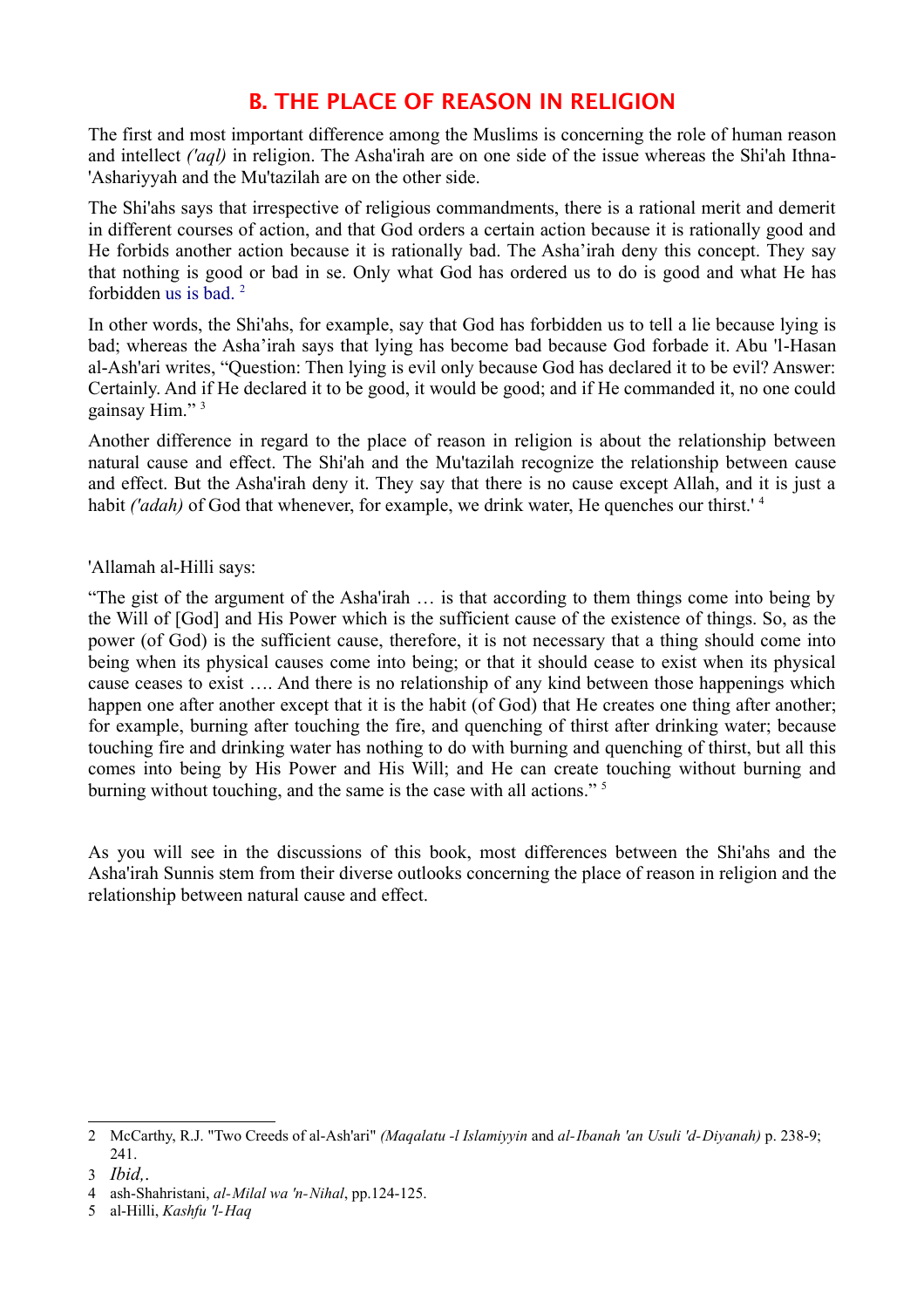## B. THE PLACE OF REASON IN RELIGION

The first and most important difference among the Muslims is concerning the role of human reason and intellect *('aql)* in religion. The Asha'irah are on one side of the issue whereas the Shi'ah Ithna-'Ashariyyah and the Mu'tazilah are on the other side.

The Shi'ahs says that irrespective of religious commandments, there is a rational merit and demerit in different courses of action, and that God orders a certain action because it is rationally good and He forbids another action because it is rationally bad. The Asha'irah deny this concept. They say that nothing is good or bad in se. Only what God has ordered us to do is good and what He has forbidden us is bad. [2]

In other words, the Shi'ahs, for example, say that God has forbidden us to tell a lie because lying is bad; whereas the Asha'irah says that lying has become bad because God forbade it. Abu 'l-Hasan al-Ash'ari writes, "Question: Then lying is evil only because God has declared it to be evil? Answer: Certainly. And if He declared it to be good, it would be good; and if He commanded it, no one could gainsay Him." [3]

Another difference in regard to the place of reason in religion is about the relationship between natural cause and effect. The Shi'ah and the Mu'tazilah recognize the relationship between cause and effect. But the Asha'irah deny it. They say that there is no cause except Allah, and it is just a habit *('adah)* of God that whenever, for example, we drink water, He quenches our thirst.' [4]

'Allamah al-Hilli says:

"The gist of the argument of the Asha'irah … is that according to them things come into being by the Will of [God] and His Power which is the sufficient cause of the existence of things. So, as the power (of God) is the sufficient cause, therefore, it is not necessary that a thing should come into being when its physical causes come into being; or that it should cease to exist when its physical cause ceases to exist …. And there is no relationship of any kind between those happenings which happen one after another except that it is the habit (of God) that He creates one thing after another; for example, burning after touching the fire, and quenching of thirst after drinking water; because touching fire and drinking water has nothing to do with burning and quenching of thirst, but all this comes into being by His Power and His Will; and He can create touching without burning and burning without touching, and the same is the case with all actions." [5]

As you will see in the discussions of this book, most differences between the Shi'ahs and the Asha'irah Sunnis stem from their diverse outlooks concerning the place of reason in religion and the relationship between natural cause and effect.

---

2 McCarthy, R.J. "Two Creeds of al-Ash'ari" *(Maqalatu -l Islamiyyin* and *al-Ibanah 'an Usuli 'd-Diyanah)* p. 238-9; 241.

3 *Ibid,*.

4 ash-Shahristani, *al-Milal wa 'n-Nihal*, pp.124-125.

5 al-Hilli, *Kashfu 'l-Haq*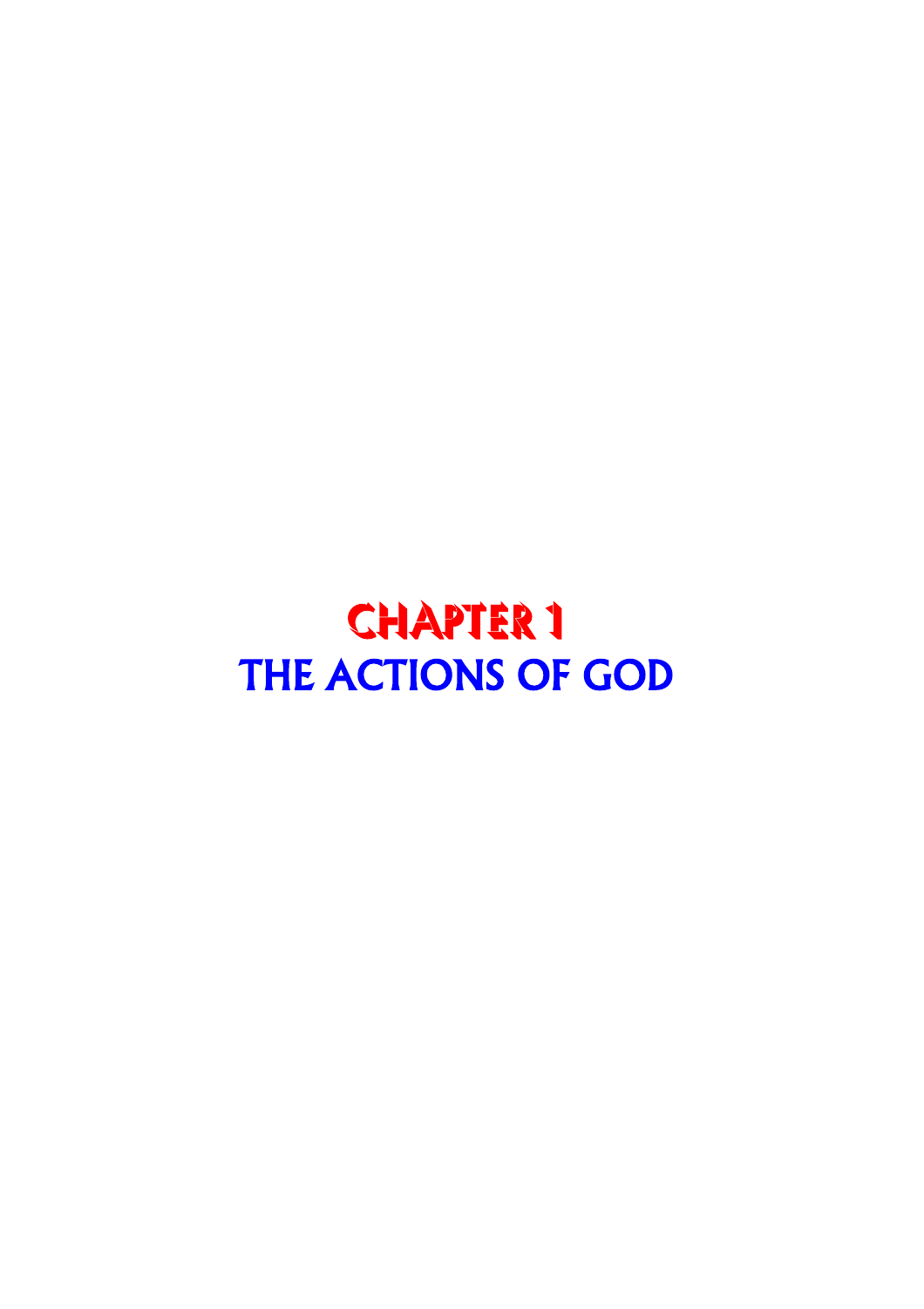# CHAPTER 1
# THE ACTIONS OF GOD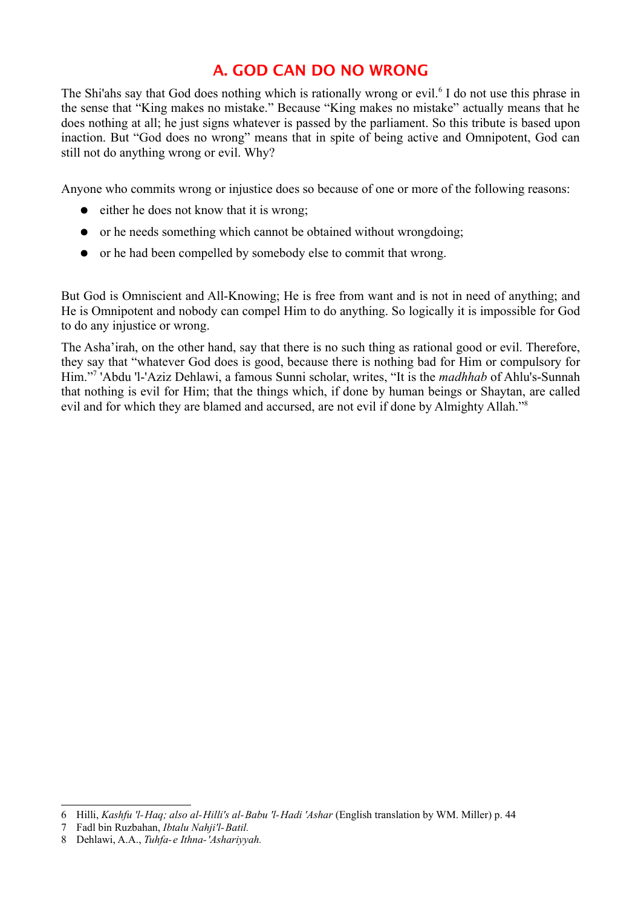## A. GOD CAN DO NO WRONG

The Shi'ahs say that God does nothing which is rationally wrong or evil.[6] I do not use this phrase in the sense that "King makes no mistake." Because "King makes no mistake" actually means that he does nothing at all; he just signs whatever is passed by the parliament. So this tribute is based upon inaction. But "God does no wrong" means that in spite of being active and Omnipotent, God can still not do anything wrong or evil. Why?

Anyone who commits wrong or injustice does so because of one or more of the following reasons:

- either he does not know that it is wrong;
- or he needs something which cannot be obtained without wrongdoing;
- or he had been compelled by somebody else to commit that wrong.

But God is Omniscient and All-Knowing; He is free from want and is not in need of anything; and He is Omnipotent and nobody can compel Him to do anything. So logically it is impossible for God to do any injustice or wrong.

The Asha'irah, on the other hand, say that there is no such thing as rational good or evil. Therefore, they say that "whatever God does is good, because there is nothing bad for Him or compulsory for Him."[7] 'Abdu 'l-'Aziz Dehlawi, a famous Sunni scholar, writes, "It is the *madhhab* of Ahlu's-Sunnah that nothing is evil for Him; that the things which, if done by human beings or Shaytan, are called evil and for which they are blamed and accursed, are not evil if done by Almighty Allah."[8]

---

6 Hilli, *Kashfu 'l-Haq; also al-Hilli's al-Babu 'l-Hadi 'Ashar* (English translation by WM. Miller) p. 44

7 Fadl bin Ruzbahan, *Ibtalu Nahji'l-Batil.*

8 Dehlawi, A.A., *Tuhfa-e Ithna-'Ashariyyah.*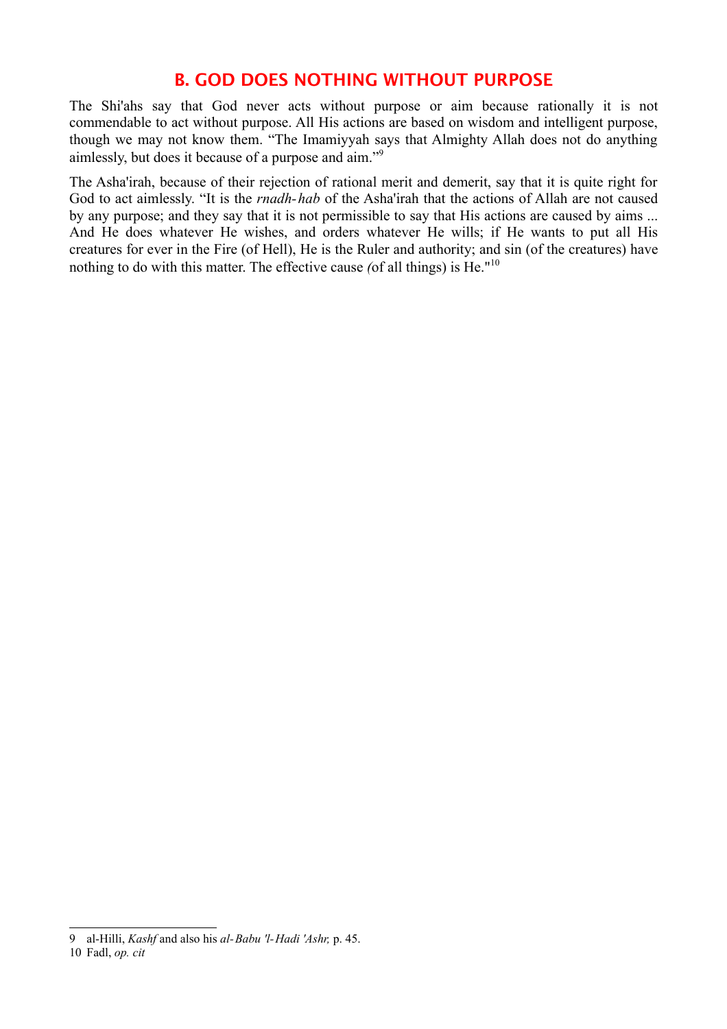## B. GOD DOES NOTHING WITHOUT PURPOSE

The Shi'ahs say that God never acts without purpose or aim because rationally it is not commendable to act without purpose. All His actions are based on wisdom and intelligent purpose, though we may not know them. "The Imamiyyah says that Almighty Allah does not do anything aimlessly, but does it because of a purpose and aim."[9]

The Asha'irah, because of their rejection of rational merit and demerit, say that it is quite right for God to act aimlessly. "It is the *rnadh-hab* of the Asha'irah that the actions of Allah are not caused by any purpose; and they say that it is not permissible to say that His actions are caused by aims ... And He does whatever He wishes, and orders whatever He wills; if He wants to put all His creatures for ever in the Fire (of Hell), He is the Ruler and authority; and sin (of the creatures) have nothing to do with this matter. The effective cause *(*of all things) is He."[10]

---

9 al-Hilli, *Kashf* and also his *al-Babu 'l-Hadi 'Ashr,* p. 45.

10 Fadl, *op. cit*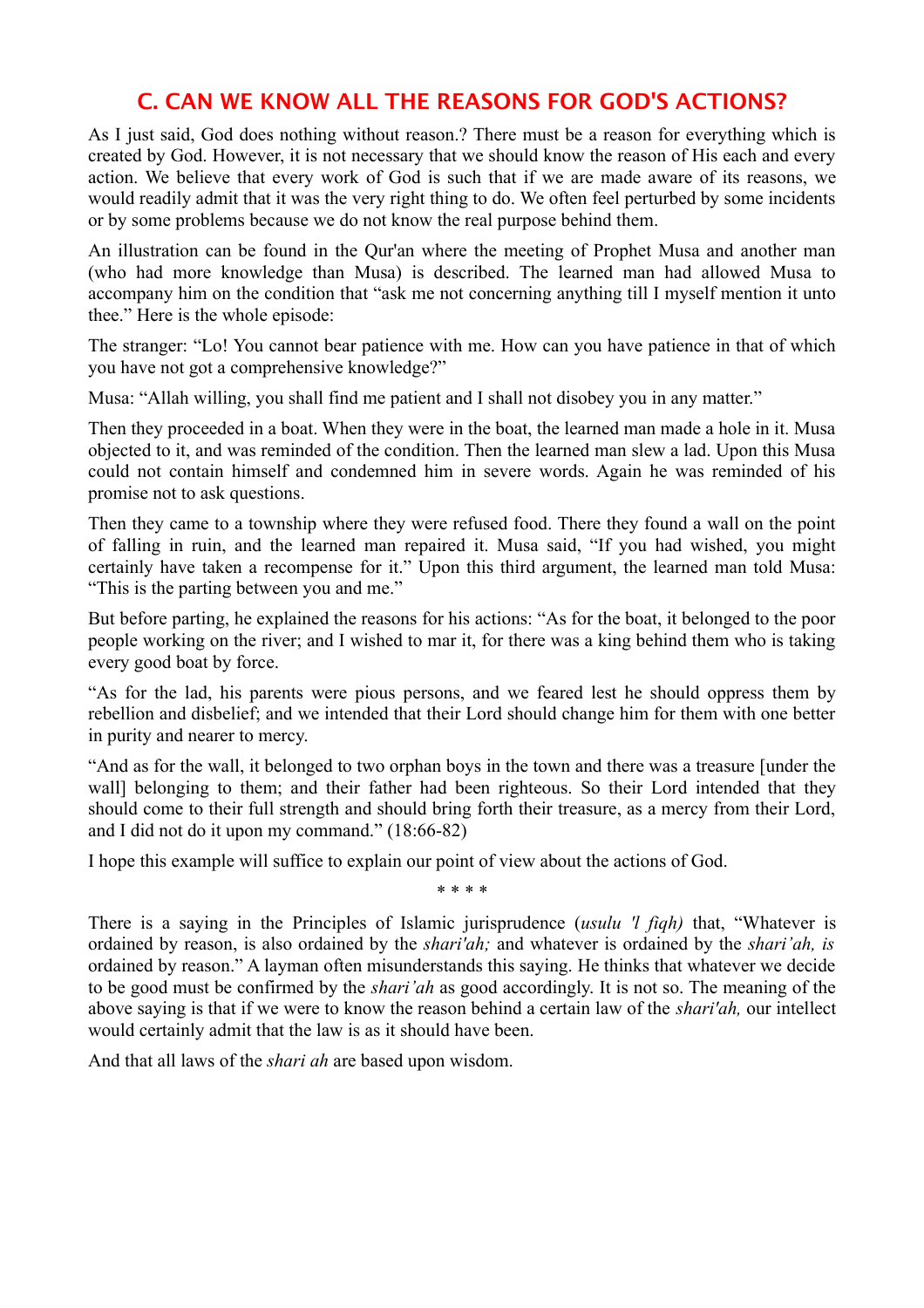## C. CAN WE KNOW ALL THE REASONS FOR GOD'S ACTIONS?

As I just said, God does nothing without reason.? There must be a reason for everything which is created by God. However, it is not necessary that we should know the reason of His each and every action. We believe that every work of God is such that if we are made aware of its reasons, we would readily admit that it was the very right thing to do. We often feel perturbed by some incidents or by some problems because we do not know the real purpose behind them.

An illustration can be found in the Qur'an where the meeting of Prophet Musa and another man (who had more knowledge than Musa) is described. The learned man had allowed Musa to accompany him on the condition that "ask me not concerning anything till I myself mention it unto thee." Here is the whole episode:

The stranger: "Lo! You cannot bear patience with me. How can you have patience in that of which you have not got a comprehensive knowledge?"

Musa: "Allah willing, you shall find me patient and I shall not disobey you in any matter."

Then they proceeded in a boat. When they were in the boat, the learned man made a hole in it. Musa objected to it, and was reminded of the condition. Then the learned man slew a lad. Upon this Musa could not contain himself and condemned him in severe words. Again he was reminded of his promise not to ask questions.

Then they came to a township where they were refused food. There they found a wall on the point of falling in ruin, and the learned man repaired it. Musa said, "If you had wished, you might certainly have taken a recompense for it." Upon this third argument, the learned man told Musa: "This is the parting between you and me."

But before parting, he explained the reasons for his actions: "As for the boat, it belonged to the poor people working on the river; and I wished to mar it, for there was a king behind them who is taking every good boat by force.

"As for the lad, his parents were pious persons, and we feared lest he should oppress them by rebellion and disbelief; and we intended that their Lord should change him for them with one better in purity and nearer to mercy.

"And as for the wall, it belonged to two orphan boys in the town and there was a treasure [under the wall] belonging to them; and their father had been righteous. So their Lord intended that they should come to their full strength and should bring forth their treasure, as a mercy from their Lord, and I did not do it upon my command." (18:66-82)

I hope this example will suffice to explain our point of view about the actions of God.

\* \* \* \*

There is a saying in the Principles of Islamic jurisprudence (*usulu 'l fiqh)* that, "Whatever is ordained by reason, is also ordained by the *shari'ah;* and whatever is ordained by the *shari'ah, is* ordained by reason." A layman often misunderstands this saying. He thinks that whatever we decide to be good must be confirmed by the *shari'ah* as good accordingly. It is not so. The meaning of the above saying is that if we were to know the reason behind a certain law of the *shari'ah,* our intellect would certainly admit that the law is as it should have been.

And that all laws of the *shari ah* are based upon wisdom.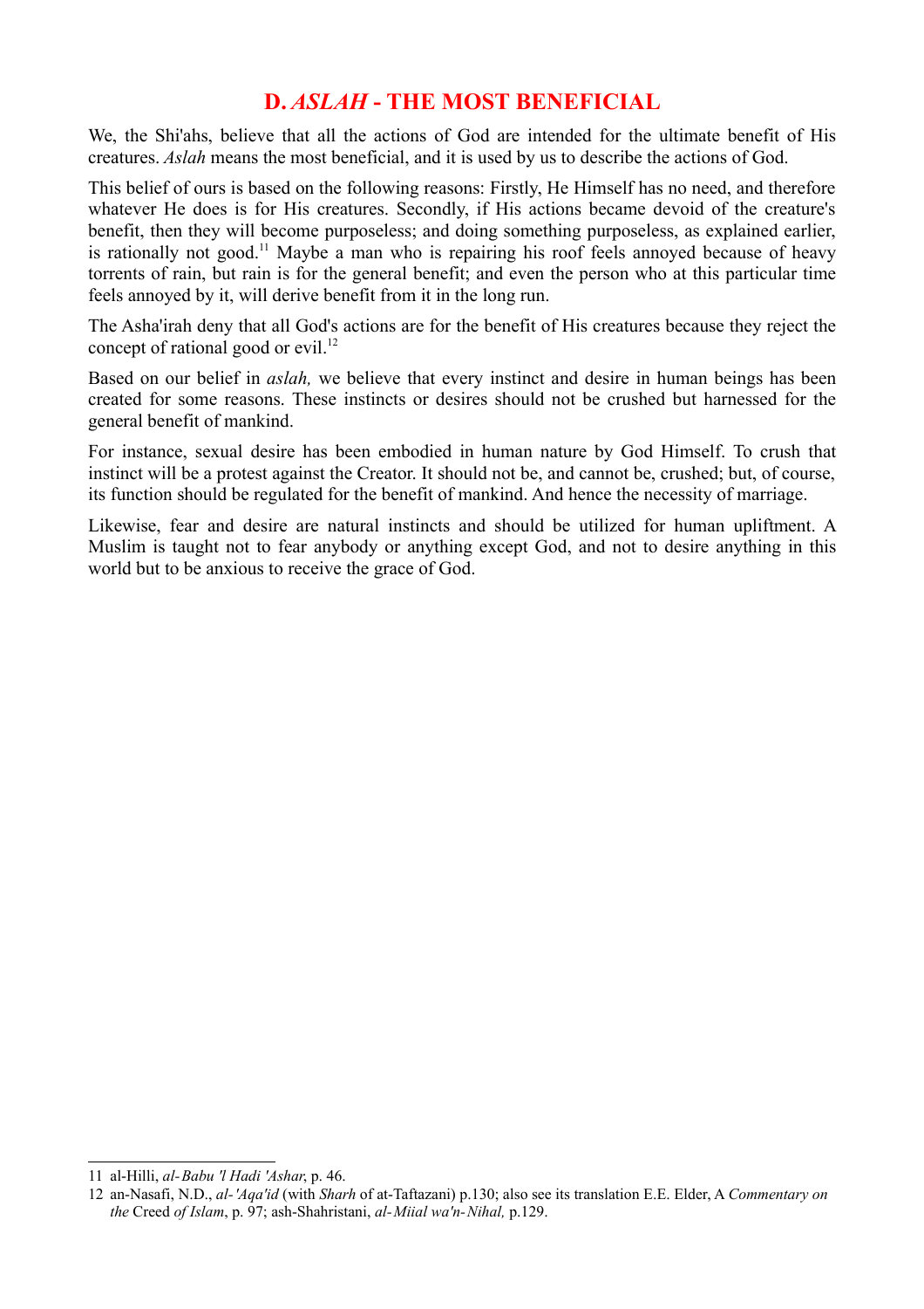## D. *ASLAH* - THE MOST BENEFICIAL

We, the Shi'ahs, believe that all the actions of God are intended for the ultimate benefit of His creatures. *Aslah* means the most beneficial, and it is used by us to describe the actions of God.

This belief of ours is based on the following reasons: Firstly, He Himself has no need, and therefore whatever He does is for His creatures. Secondly, if His actions became devoid of the creature's benefit, then they will become purposeless; and doing something purposeless, as explained earlier, is rationally not good.[11] Maybe a man who is repairing his roof feels annoyed because of heavy torrents of rain, but rain is for the general benefit; and even the person who at this particular time feels annoyed by it, will derive benefit from it in the long run.

The Asha'irah deny that all God's actions are for the benefit of His creatures because they reject the concept of rational good or evil.[12]

Based on our belief in *aslah,* we believe that every instinct and desire in human beings has been created for some reasons. These instincts or desires should not be crushed but harnessed for the general benefit of mankind.

For instance, sexual desire has been embodied in human nature by God Himself. To crush that instinct will be a protest against the Creator. It should not be, and cannot be, crushed; but, of course, its function should be regulated for the benefit of mankind. And hence the necessity of marriage.

Likewise, fear and desire are natural instincts and should be utilized for human upliftment. A Muslim is taught not to fear anybody or anything except God, and not to desire anything in this world but to be anxious to receive the grace of God.

---

11 al-Hilli, *al-Babu 'l Hadi 'Ashar*, p. 46.

12 an-Nasafi, N.D., *al-'Aqa'id* (with *Sharh* of at-Taftazani) p.130; also see its translation E.E. Elder, A *Commentary on the* Creed *of Islam*, p. 97; ash-Shahristani, *al-Miial wa'n-Nihal,* p.129.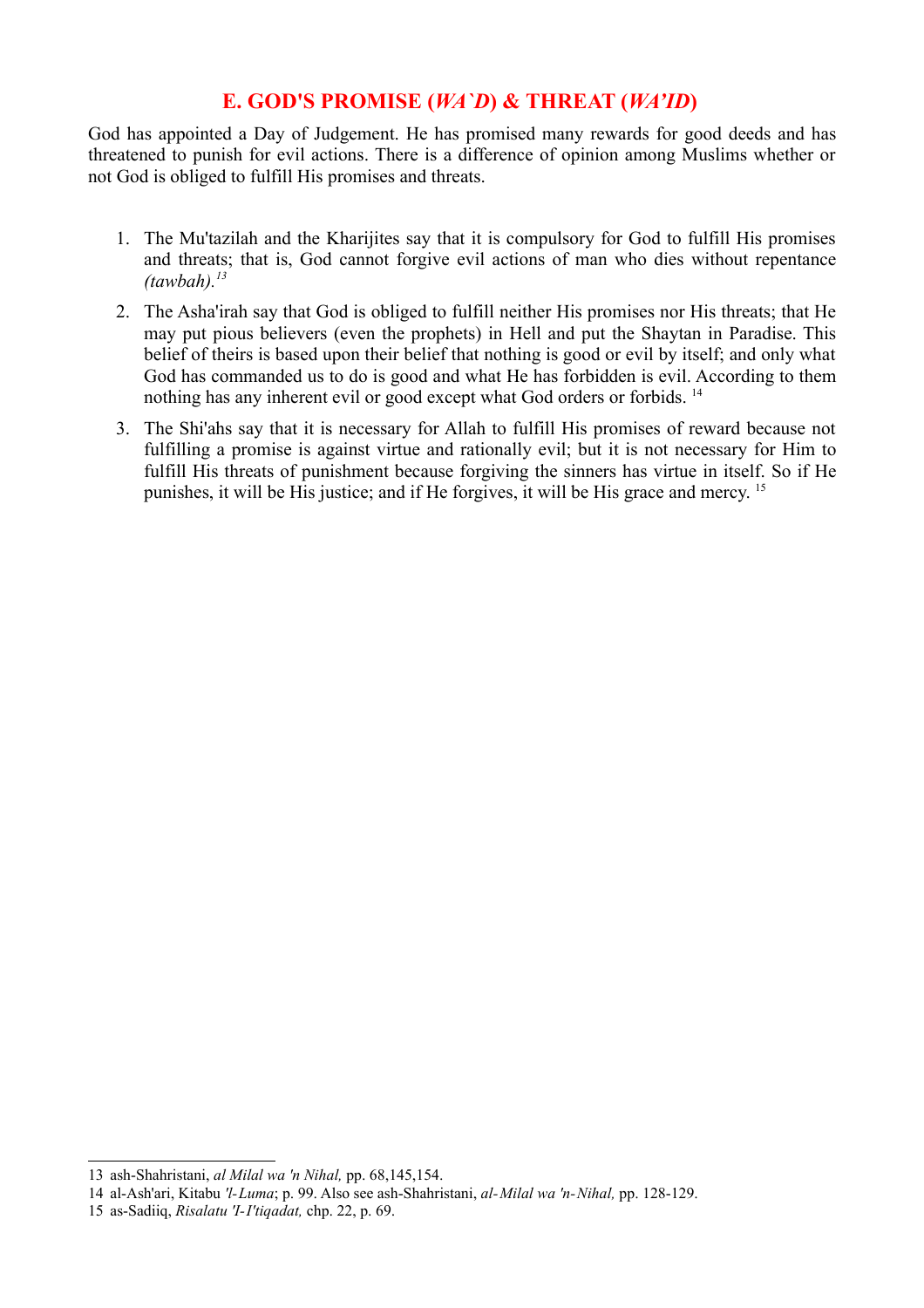## E. GOD'S PROMISE (*WA`D*) & THREAT (*WA'ID*)

God has appointed a Day of Judgement. He has promised many rewards for good deeds and has threatened to punish for evil actions. There is a difference of opinion among Muslims whether or not God is obliged to fulfill His promises and threats.

1. The Mu'tazilah and the Kharijites say that it is compulsory for God to fulfill His promises and threats; that is, God cannot forgive evil actions of man who dies without repentance *(tawbah).*[13]
2. The Asha'irah say that God is obliged to fulfill neither His promises nor His threats; that He may put pious believers (even the prophets) in Hell and put the Shaytan in Paradise. This belief of theirs is based upon their belief that nothing is good or evil by itself; and only what God has commanded us to do is good and what He has forbidden is evil. According to them nothing has any inherent evil or good except what God orders or forbids. [14]
3. The Shi'ahs say that it is necessary for Allah to fulfill His promises of reward because not fulfilling a promise is against virtue and rationally evil; but it is not necessary for Him to fulfill His threats of punishment because forgiving the sinners has virtue in itself. So if He punishes, it will be His justice; and if He forgives, it will be His grace and mercy. [15]

---

13 ash-Shahristani, *al Milal wa 'n Nihal,* pp. 68,145,154.

14 al-Ash'ari, Kitabu *'l-Luma*; p. 99. Also see ash-Shahristani, *al-Milal wa 'n-Nihal,* pp. 128-129.

15 as-Sadiiq, *Risalatu 'l-I'tiqadat,* chp. 22, p. 69.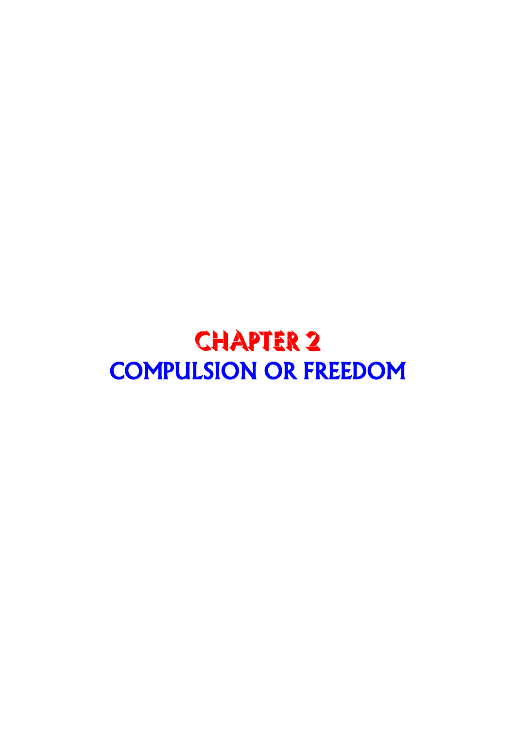# CHAPTER 2
# COMPULSION OR FREEDOM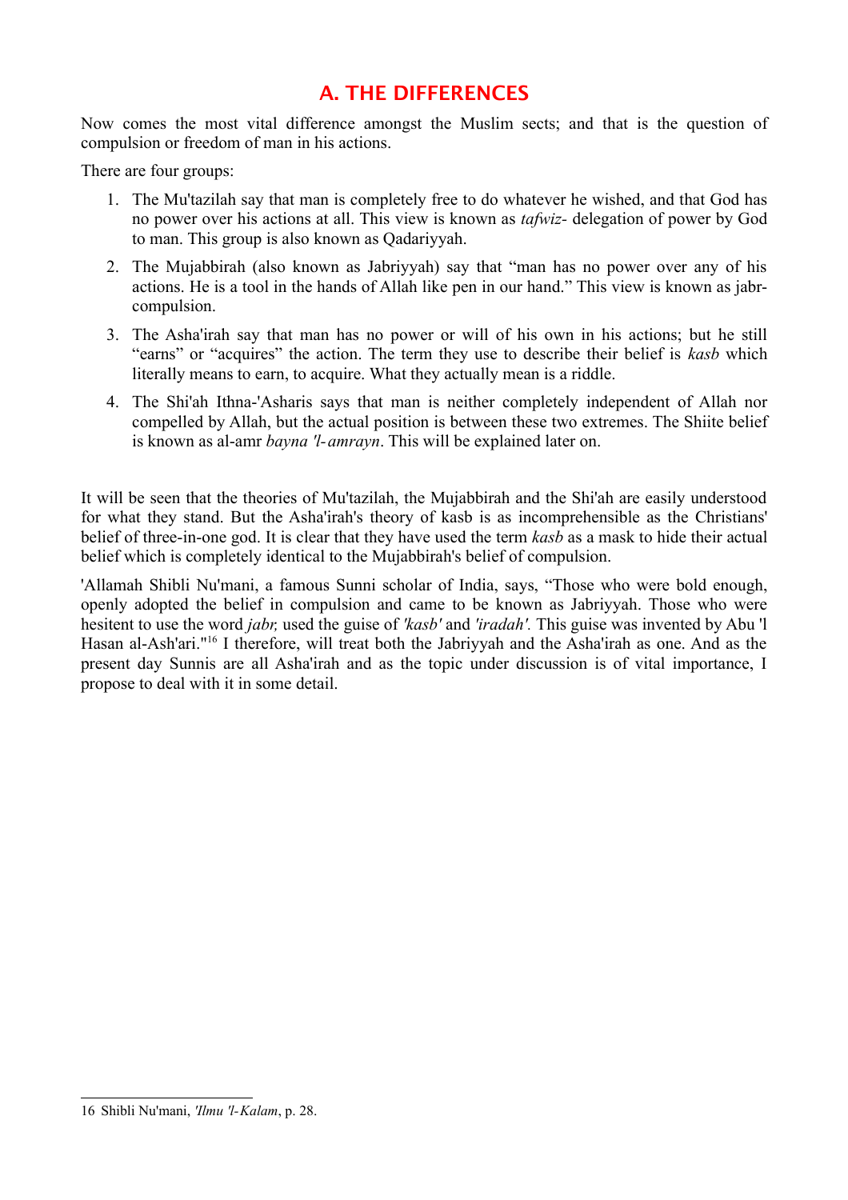## A. THE DIFFERENCES

Now comes the most vital difference amongst the Muslim sects; and that is the question of compulsion or freedom of man in his actions.

There are four groups:

1. The Mu'tazilah say that man is completely free to do whatever he wished, and that God has no power over his actions at all. This view is known as *tafwiz-* delegation of power by God to man. This group is also known as Qadariyyah.
2. The Mujabbirah (also known as Jabriyyah) say that "man has no power over any of his actions. He is a tool in the hands of Allah like pen in our hand." This view is known as jabr-compulsion.
3. The Asha'irah say that man has no power or will of his own in his actions; but he still "earns" or "acquires" the action. The term they use to describe their belief is *kasb* which literally means to earn, to acquire. What they actually mean is a riddle.
4. The Shi'ah Ithna-'Asharis says that man is neither completely independent of Allah nor compelled by Allah, but the actual position is between these two extremes. The Shiite belief is known as al-amr *bayna 'l-amrayn*. This will be explained later on.

It will be seen that the theories of Mu'tazilah, the Mujabbirah and the Shi'ah are easily understood for what they stand. But the Asha'irah's theory of kasb is as incomprehensible as the Christians' belief of three-in-one god. It is clear that they have used the term *kasb* as a mask to hide their actual belief which is completely identical to the Mujabbirah's belief of compulsion.

'Allamah Shibli Nu'mani, a famous Sunni scholar of India, says, "Those who were bold enough, openly adopted the belief in compulsion and came to be known as Jabriyyah. Those who were hesitent to use the word *jabr,* used the guise of *'kasb'* and *'iradah'.* This guise was invented by Abu 'l Hasan al-Ash'ari."[16] I therefore, will treat both the Jabriyyah and the Asha'irah as one. And as the present day Sunnis are all Asha'irah and as the topic under discussion is of vital importance, I propose to deal with it in some detail.

---

16 Shibli Nu'mani, *'Ilmu 'l-Kalam*, p. 28.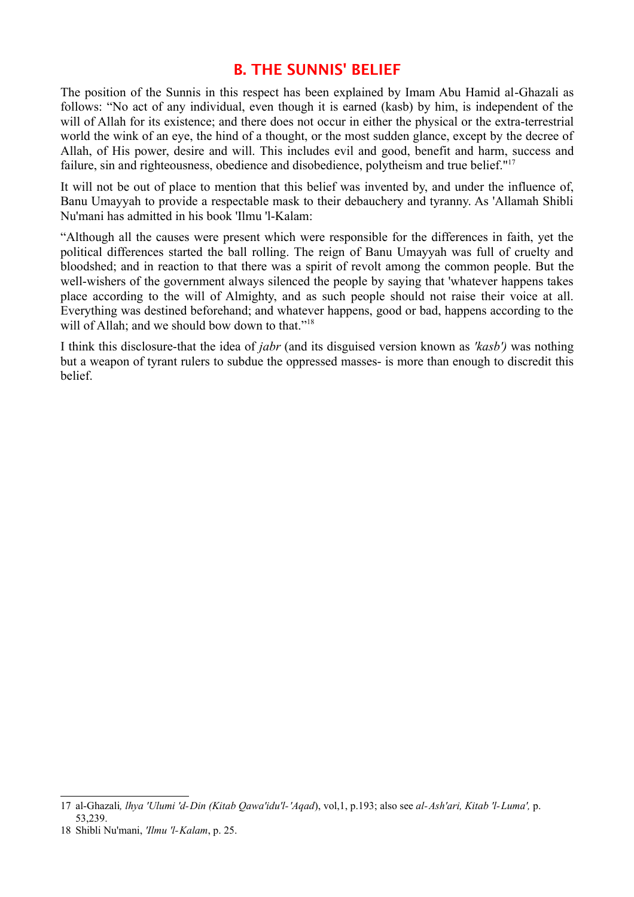## B. THE SUNNIS' BELIEF

The position of the Sunnis in this respect has been explained by Imam Abu Hamid al-Ghazali as follows: "No act of any individual, even though it is earned (kasb) by him, is independent of the will of Allah for its existence; and there does not occur in either the physical or the extra-terrestrial world the wink of an eye, the hind of a thought, or the most sudden glance, except by the decree of Allah, of His power, desire and will. This includes evil and good, benefit and harm, success and failure, sin and righteousness, obedience and disobedience, polytheism and true belief."[17]

It will not be out of place to mention that this belief was invented by, and under the influence of, Banu Umayyah to provide a respectable mask to their debauchery and tyranny. As 'Allamah Shibli Nu'mani has admitted in his book 'Ilmu 'l-Kalam:

"Although all the causes were present which were responsible for the differences in faith, yet the political differences started the ball rolling. The reign of Banu Umayyah was full of cruelty and bloodshed; and in reaction to that there was a spirit of revolt among the common people. But the well-wishers of the government always silenced the people by saying that 'whatever happens takes place according to the will of Almighty, and as such people should not raise their voice at all. Everything was destined beforehand; and whatever happens, good or bad, happens according to the will of Allah; and we should bow down to that."[18]

I think this disclosure-that the idea of *jabr* (and its disguised version known as *'kasb')* was nothing but a weapon of tyrant rulers to subdue the oppressed masses- is more than enough to discredit this belief.

---

17 al-Ghazali*, lhya 'Ulumi 'd-Din (Kitab Qawa'idu'l-'Aqad*), vol,1, p.193; also see *al-Ash'ari, Kitab 'l-Luma',* p. 53,239.

18 Shibli Nu'mani, *'Ilmu 'l-Kalam*, p. 25.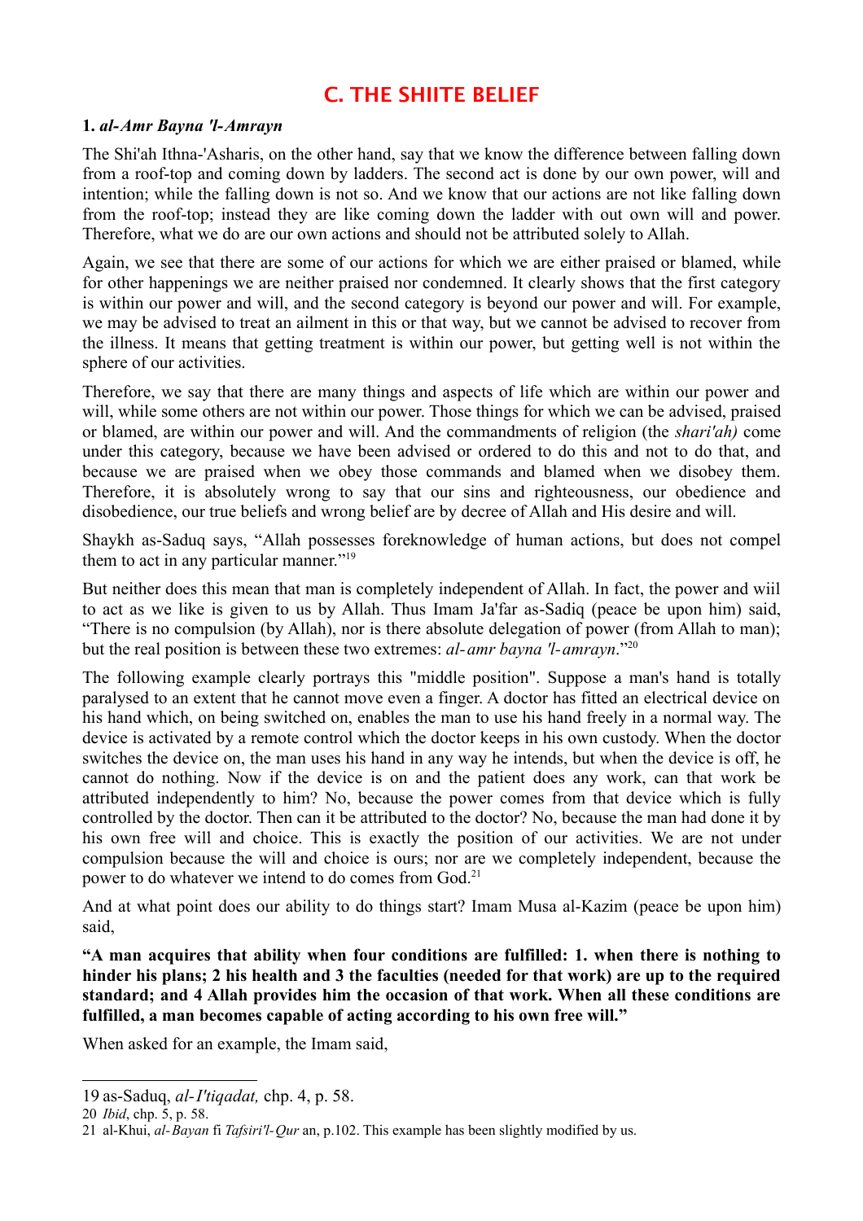## C. THE SHIITE BELIEF

### 1. *al-Amr Bayna 'l-Amrayn*

The Shi'ah Ithna-'Asharis, on the other hand, say that we know the difference between falling down from a roof-top and coming down by ladders. The second act is done by our own power, will and intention; while the falling down is not so. And we know that our actions are not like falling down from the roof-top; instead they are like coming down the ladder with out own will and power. Therefore, what we do are our own actions and should not be attributed solely to Allah.

Again, we see that there are some of our actions for which we are either praised or blamed, while for other happenings we are neither praised nor condemned. It clearly shows that the first category is within our power and will, and the second category is beyond our power and will. For example, we may be advised to treat an ailment in this or that way, but we cannot be advised to recover from the illness. It means that getting treatment is within our power, but getting well is not within the sphere of our activities.

Therefore, we say that there are many things and aspects of life which are within our power and will, while some others are not within our power. Those things for which we can be advised, praised or blamed, are within our power and will. And the commandments of religion (the *shari'ah)* come under this category, because we have been advised or ordered to do this and not to do that, and because we are praised when we obey those commands and blamed when we disobey them. Therefore, it is absolutely wrong to say that our sins and righteousness, our obedience and disobedience, our true beliefs and wrong belief are by decree of Allah and His desire and will.

Shaykh as-Saduq says, "Allah possesses foreknowledge of human actions, but does not compel them to act in any particular manner."[19]

But neither does this mean that man is completely independent of Allah. In fact, the power and wiil to act as we like is given to us by Allah. Thus Imam Ja'far as-Sadiq (peace be upon him) said, "There is no compulsion (by Allah), nor is there absolute delegation of power (from Allah to man); but the real position is between these two extremes: *al-amr bayna 'l-amrayn*."[20]

The following example clearly portrays this "middle position". Suppose a man's hand is totally paralysed to an extent that he cannot move even a finger. A doctor has fitted an electrical device on his hand which, on being switched on, enables the man to use his hand freely in a normal way. The device is activated by a remote control which the doctor keeps in his own custody. When the doctor switches the device on, the man uses his hand in any way he intends, but when the device is off, he cannot do nothing. Now if the device is on and the patient does any work, can that work be attributed independently to him? No, because the power comes from that device which is fully controlled by the doctor. Then can it be attributed to the doctor? No, because the man had done it by his own free will and choice. This is exactly the position of our activities. We are not under compulsion because the will and choice is ours; nor are we completely independent, because the power to do whatever we intend to do comes from God.[21]

And at what point does our ability to do things start? Imam Musa al-Kazim (peace be upon him) said,

**"A man acquires that ability when four conditions are fulfilled: 1. when there is nothing to hinder his plans; 2 his health and 3 the faculties (needed for that work) are up to the required standard; and 4 Allah provides him the occasion of that work. When all these conditions are fulfilled, a man becomes capable of acting according to his own free will."**

When asked for an example, the Imam said,

---

19 as-Saduq, *al-I'tiqadat,* chp. 4, p. 58.

20 *Ibid*, chp. 5, p. 58.

21 al-Khui, *al-Bayan* fi *Tafsiri'l-Qur* an, p.102. This example has been slightly modified by us.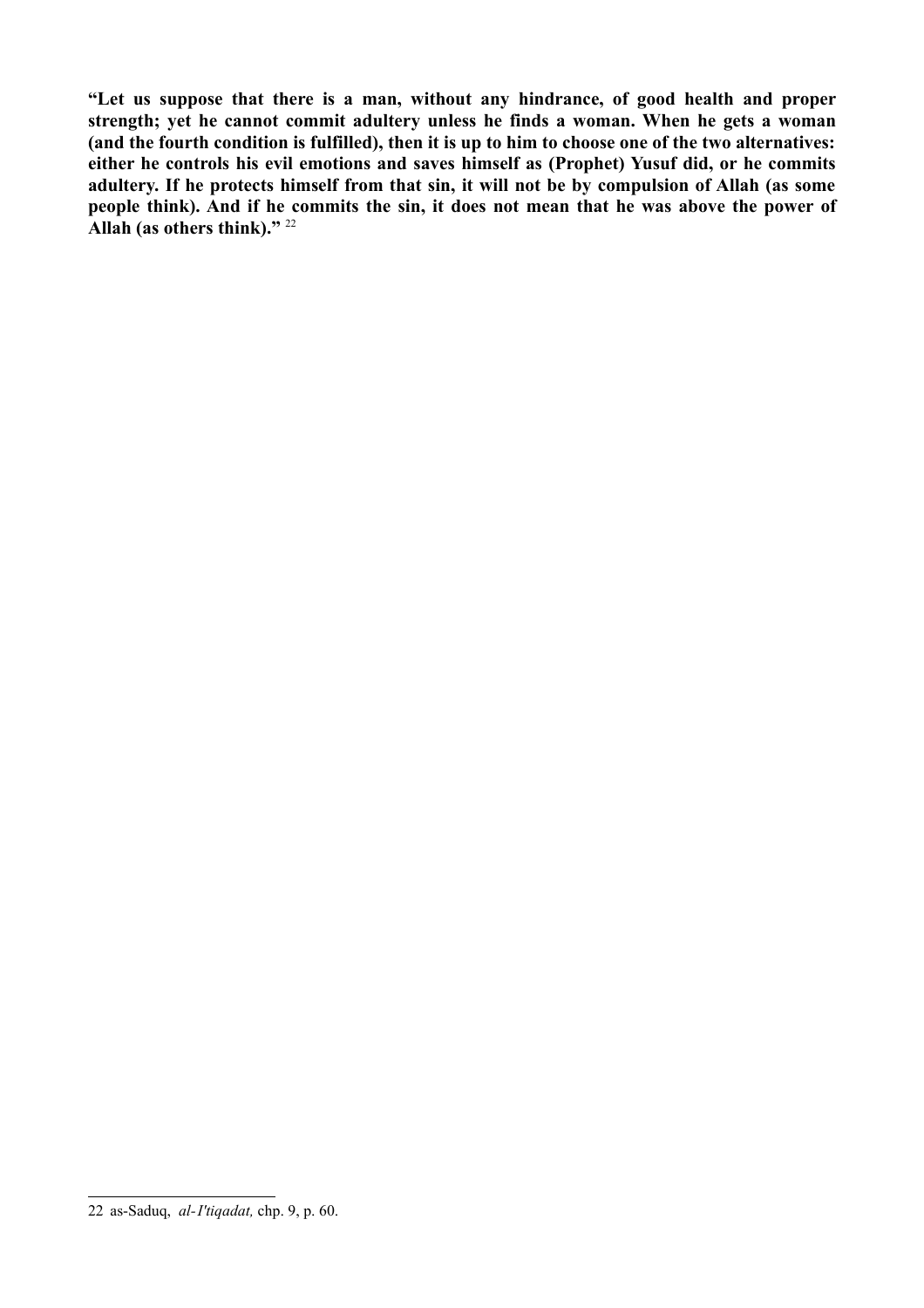**"Let us suppose that there is a man, without any hindrance, of good health and proper strength; yet he cannot commit adultery unless he finds a woman. When he gets a woman (and the fourth condition is fulfilled), then it is up to him to choose one of the two alternatives: either he controls his evil emotions and saves himself as (Prophet) Yusuf did, or he commits adultery. If he protects himself from that sin, it will not be by compulsion of Allah (as some people think). And if he commits the sin, it does not mean that he was above the power of Allah (as others think)."** [22]

---

22 as-Saduq, *al-I'tiqadat,* chp. 9, p. 60.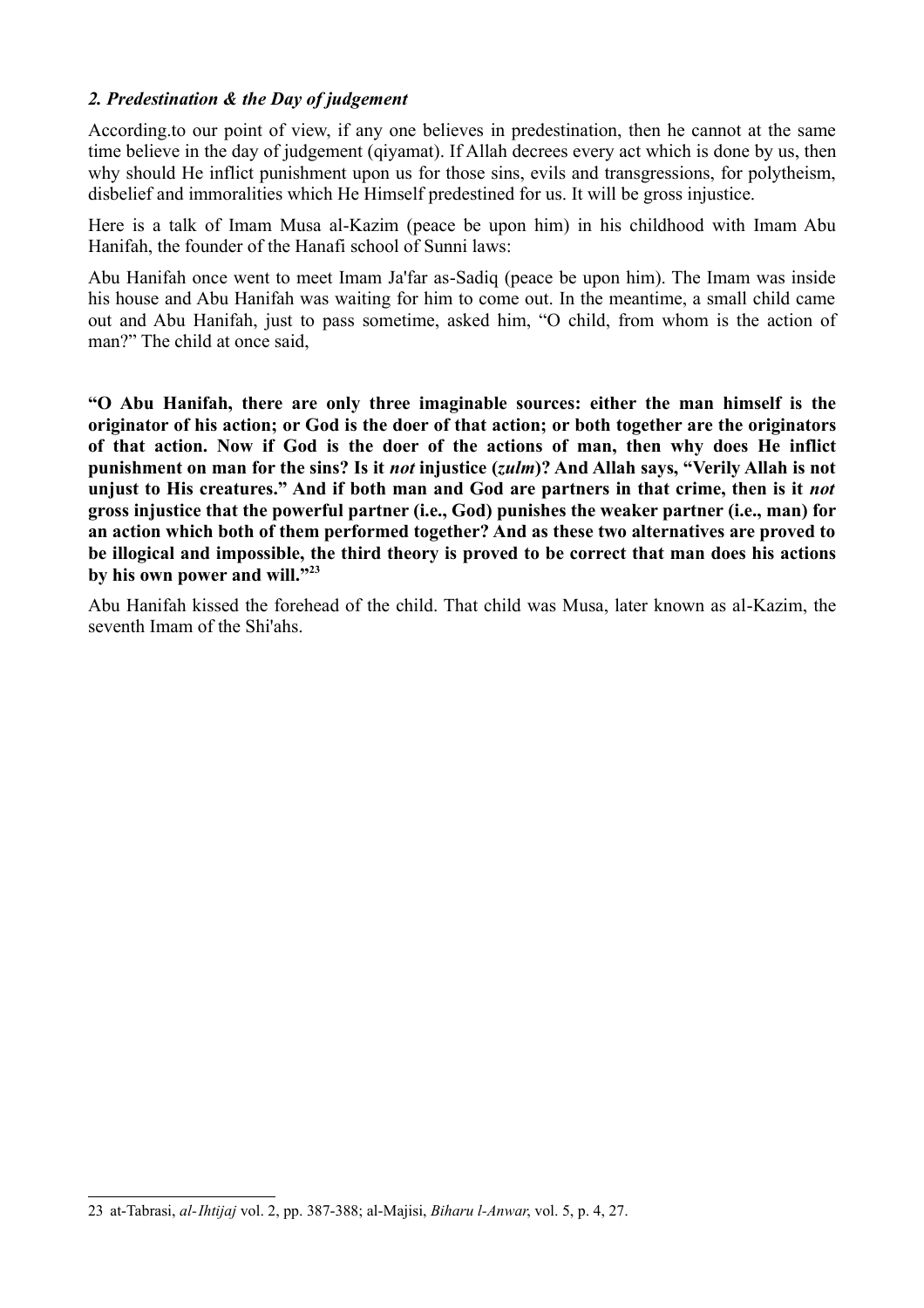### *2. Predestination & the Day of judgement*

According.to our point of view, if any one believes in predestination, then he cannot at the same time believe in the day of judgement (qiyamat). If Allah decrees every act which is done by us, then why should He inflict punishment upon us for those sins, evils and transgressions, for polytheism, disbelief and immoralities which He Himself predestined for us. It will be gross injustice.

Here is a talk of Imam Musa al-Kazim (peace be upon him) in his childhood with Imam Abu Hanifah, the founder of the Hanafi school of Sunni laws:

Abu Hanifah once went to meet Imam Ja'far as-Sadiq (peace be upon him). The Imam was inside his house and Abu Hanifah was waiting for him to come out. In the meantime, a small child came out and Abu Hanifah, just to pass sometime, asked him, "O child, from whom is the action of man?" The child at once said,

**"O Abu Hanifah, there are only three imaginable sources: either the man himself is the originator of his action; or God is the doer of that action; or both together are the originators of that action. Now if God is the doer of the actions of man, then why does He inflict punishment on man for the sins? Is it *not* injustice (*zulm*)? And Allah says, "Verily Allah is not unjust to His creatures." And if both man and God are partners in that crime, then is it *not* gross injustice that the powerful partner (i.e., God) punishes the weaker partner (i.e., man) for an action which both of them performed together? And as these two alternatives are proved to be illogical and impossible, the third theory is proved to be correct that man does his actions by his own power and will."[23]**

Abu Hanifah kissed the forehead of the child. That child was Musa, later known as al-Kazim, the seventh Imam of the Shi'ahs.

---

23 at-Tabrasi, *al-Ihtijaj* vol. 2, pp. 387-388; al-Majisi, *Biharu l-Anwar*, vol. 5, p. 4, 27.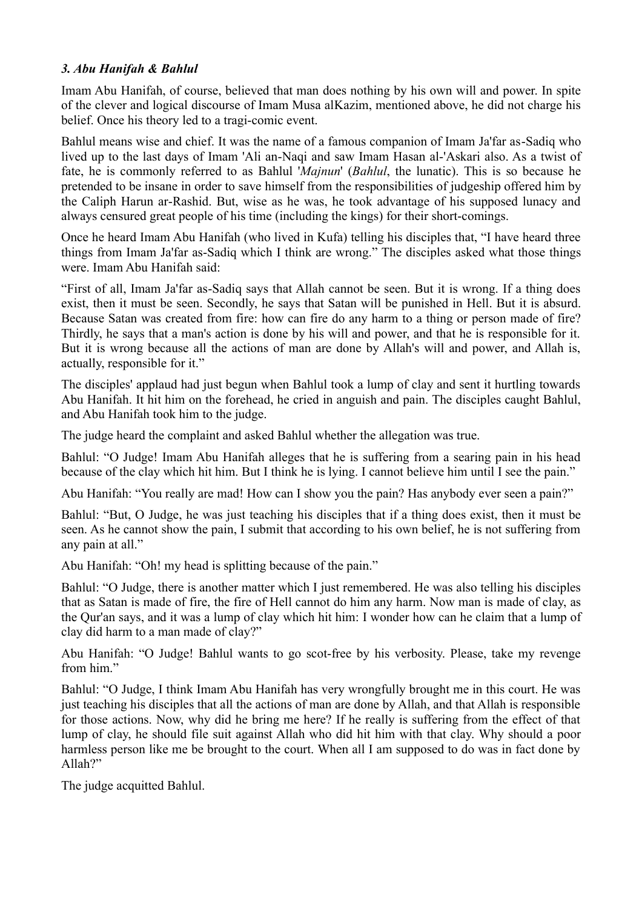### *3. Abu Hanifah & Bahlul*

Imam Abu Hanifah, of course, believed that man does nothing by his own will and power. In spite of the clever and logical discourse of Imam Musa alKazim, mentioned above, he did not charge his belief. Once his theory led to a tragi-comic event.

Bahlul means wise and chief. It was the name of a famous companion of Imam Ja'far as-Sadiq who lived up to the last days of Imam 'Ali an-Naqi and saw Imam Hasan al-'Askari also. As a twist of fate, he is commonly referred to as Bahlul '*Majnun*' (*Bahlul*, the lunatic). This is so because he pretended to be insane in order to save himself from the responsibilities of judgeship offered him by the Caliph Harun ar-Rashid. But, wise as he was, he took advantage of his supposed lunacy and always censured great people of his time (including the kings) for their short-comings.

Once he heard Imam Abu Hanifah (who lived in Kufa) telling his disciples that, "I have heard three things from Imam Ja'far as-Sadiq which I think are wrong." The disciples asked what those things were. Imam Abu Hanifah said:

"First of all, Imam Ja'far as-Sadiq says that Allah cannot be seen. But it is wrong. If a thing does exist, then it must be seen. Secondly, he says that Satan will be punished in Hell. But it is absurd. Because Satan was created from fire: how can fire do any harm to a thing or person made of fire? Thirdly, he says that a man's action is done by his will and power, and that he is responsible for it. But it is wrong because all the actions of man are done by Allah's will and power, and Allah is, actually, responsible for it."

The disciples' applaud had just begun when Bahlul took a lump of clay and sent it hurtling towards Abu Hanifah. It hit him on the forehead, he cried in anguish and pain. The disciples caught Bahlul, and Abu Hanifah took him to the judge.

The judge heard the complaint and asked Bahlul whether the allegation was true.

Bahlul: "O Judge! Imam Abu Hanifah alleges that he is suffering from a searing pain in his head because of the clay which hit him. But I think he is lying. I cannot believe him until I see the pain."

Abu Hanifah: "You really are mad! How can I show you the pain? Has anybody ever seen a pain?"

Bahlul: "But, O Judge, he was just teaching his disciples that if a thing does exist, then it must be seen. As he cannot show the pain, I submit that according to his own belief, he is not suffering from any pain at all."

Abu Hanifah: "Oh! my head is splitting because of the pain."

Bahlul: "O Judge, there is another matter which I just remembered. He was also telling his disciples that as Satan is made of fire, the fire of Hell cannot do him any harm. Now man is made of clay, as the Qur'an says, and it was a lump of clay which hit him: I wonder how can he claim that a lump of clay did harm to a man made of clay?"

Abu Hanifah: "O Judge! Bahlul wants to go scot-free by his verbosity. Please, take my revenge from him."

Bahlul: "O Judge, I think Imam Abu Hanifah has very wrongfully brought me in this court. He was just teaching his disciples that all the actions of man are done by Allah, and that Allah is responsible for those actions. Now, why did he bring me here? If he really is suffering from the effect of that lump of clay, he should file suit against Allah who did hit him with that clay. Why should a poor harmless person like me be brought to the court. When all I am supposed to do was in fact done by Allah?"

The judge acquitted Bahlul.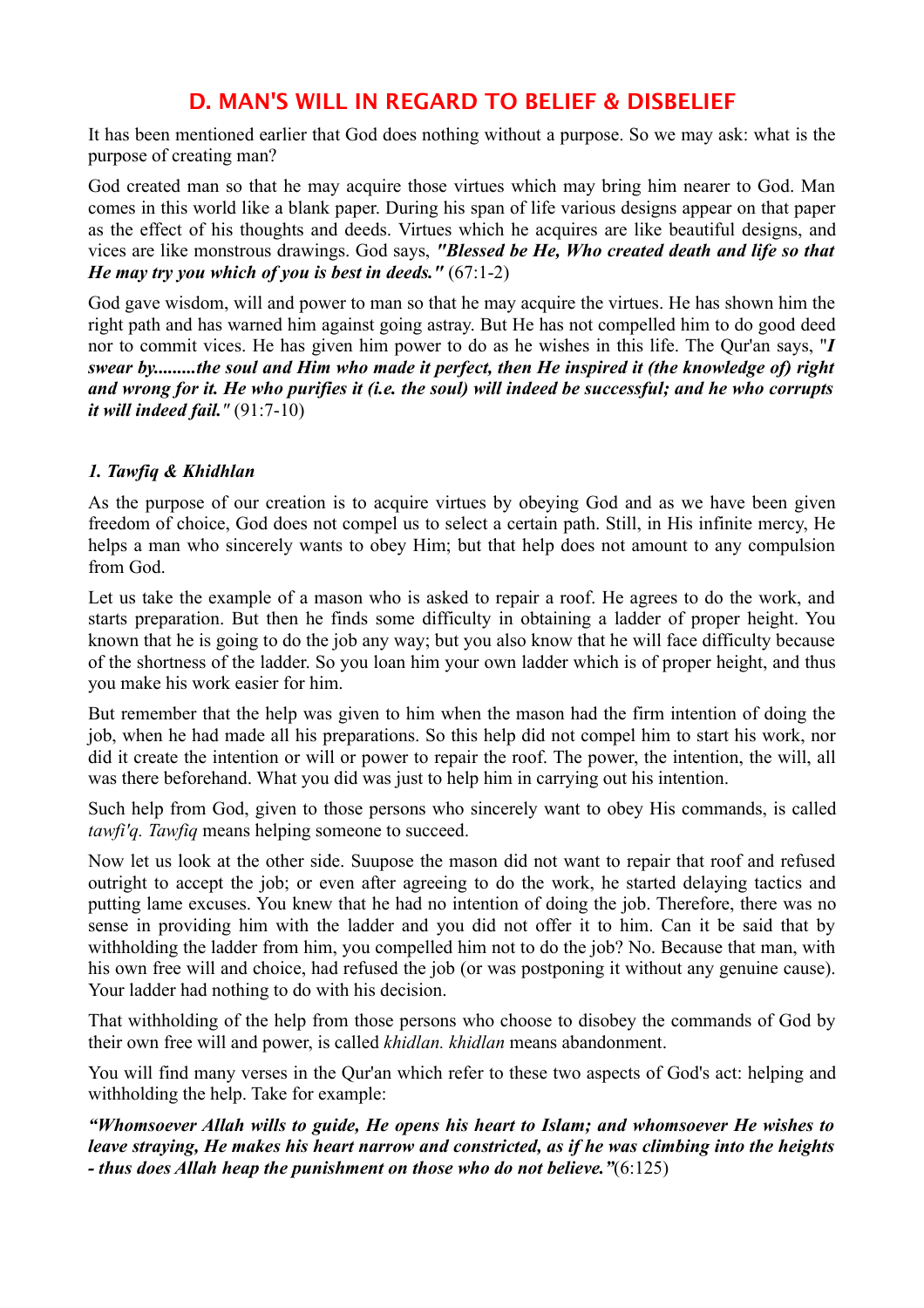## D. MAN'S WILL IN REGARD TO BELIEF & DISBELIEF

It has been mentioned earlier that God does nothing without a purpose. So we may ask: what is the purpose of creating man?

God created man so that he may acquire those virtues which may bring him nearer to God. Man comes in this world like a blank paper. During his span of life various designs appear on that paper as the effect of his thoughts and deeds. Virtues which he acquires are like beautiful designs, and vices are like monstrous drawings. God says, ***"Blessed be He, Who created death and life so that He may try you which of you is best in deeds."*** (67:1-2)

God gave wisdom, will and power to man so that he may acquire the virtues. He has shown him the right path and has warned him against going astray. But He has not compelled him to do good deed nor to commit vices. He has given him power to do as he wishes in this life. The Qur'an says, "***I swear by.........the soul and Him who made it perfect, then He inspired it (the knowledge of) right and wrong for it. He who purifies it (i.e. the soul) will indeed be successful; and he who corrupts it will indeed fail."*** (91:7-10)

### *1. Tawfiq & Khidhlan*

As the purpose of our creation is to acquire virtues by obeying God and as we have been given freedom of choice, God does not compel us to select a certain path. Still, in His infinite mercy, He helps a man who sincerely wants to obey Him; but that help does not amount to any compulsion from God.

Let us take the example of a mason who is asked to repair a roof. He agrees to do the work, and starts preparation. But then he finds some difficulty in obtaining a ladder of proper height. You known that he is going to do the job any way; but you also know that he will face difficulty because of the shortness of the ladder. So you loan him your own ladder which is of proper height, and thus you make his work easier for him.

But remember that the help was given to him when the mason had the firm intention of doing the job, when he had made all his preparations. So this help did not compel him to start his work, nor did it create the intention or will or power to repair the roof. The power, the intention, the will, all was there beforehand. What you did was just to help him in carrying out his intention.

Such help from God, given to those persons who sincerely want to obey His commands, is called *tawfi'q. Tawfiq* means helping someone to succeed.

Now let us look at the other side. Suupose the mason did not want to repair that roof and refused outright to accept the job; or even after agreeing to do the work, he started delaying tactics and putting lame excuses. You knew that he had no intention of doing the job. Therefore, there was no sense in providing him with the ladder and you did not offer it to him. Can it be said that by withholding the ladder from him, you compelled him not to do the job? No. Because that man, with his own free will and choice, had refused the job (or was postponing it without any genuine cause). Your ladder had nothing to do with his decision.

That withholding of the help from those persons who choose to disobey the commands of God by their own free will and power, is called *khidlan. khidlan* means abandonment.

You will find many verses in the Qur'an which refer to these two aspects of God's act: helping and withholding the help. Take for example:

***"Whomsoever Allah wills to guide, He opens his heart to Islam; and whomsoever He wishes to leave straying, He makes his heart narrow and constricted, as if he was climbing into the heights - thus does Allah heap the punishment on those who do not believe."***(6:125)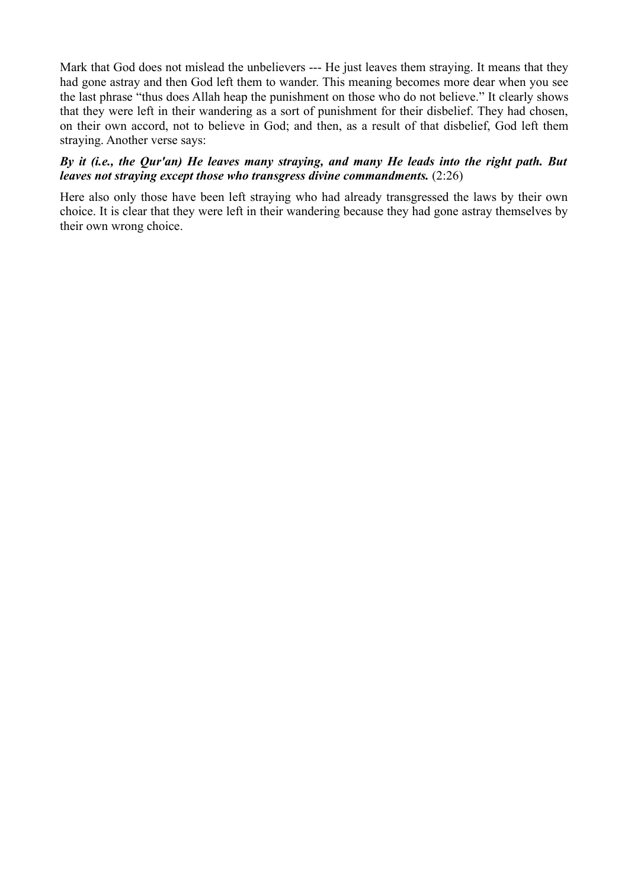Mark that God does not mislead the unbelievers --- He just leaves them straying. It means that they had gone astray and then God left them to wander. This meaning becomes more dear when you see the last phrase "thus does Allah heap the punishment on those who do not believe." It clearly shows that they were left in their wandering as a sort of punishment for their disbelief. They had chosen, on their own accord, not to believe in God; and then, as a result of that disbelief, God left them straying. Another verse says:

***By it (i.e., the Qur'an) He leaves many straying, and many He leads into the right path. But leaves not straying except those who transgress divine commandments.*** (2:26)

Here also only those have been left straying who had already transgressed the laws by their own choice. It is clear that they were left in their wandering because they had gone astray themselves by their own wrong choice.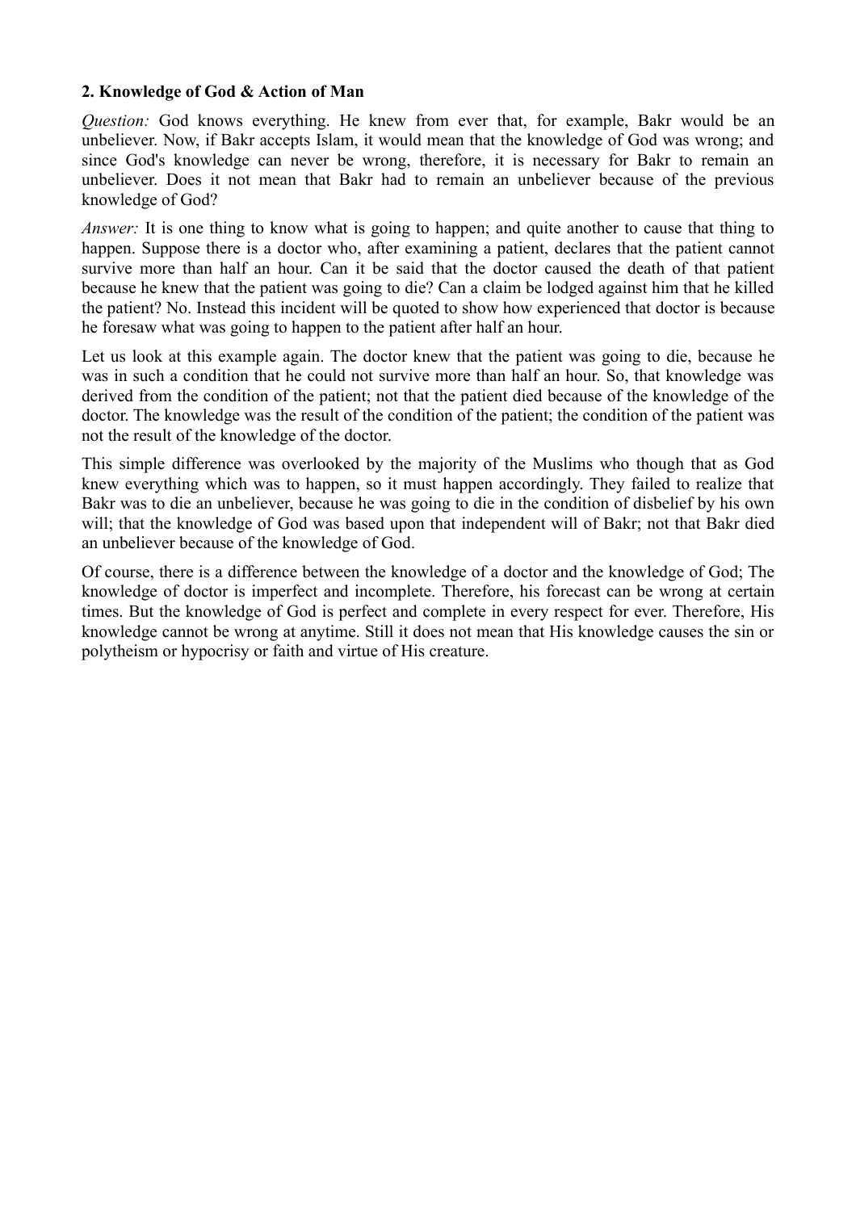**2. Knowledge of God & Action of Man**

*Question:* God knows everything. He knew from ever that, for example, Bakr would be an unbeliever. Now, if Bakr accepts Islam, it would mean that the knowledge of God was wrong; and since God's knowledge can never be wrong, therefore, it is necessary for Bakr to remain an unbeliever. Does it not mean that Bakr had to remain an unbeliever because of the previous knowledge of God?

*Answer:* It is one thing to know what is going to happen; and quite another to cause that thing to happen. Suppose there is a doctor who, after examining a patient, declares that the patient cannot survive more than half an hour. Can it be said that the doctor caused the death of that patient because he knew that the patient was going to die? Can a claim be lodged against him that he killed the patient? No. Instead this incident will be quoted to show how experienced that doctor is because he foresaw what was going to happen to the patient after half an hour.

Let us look at this example again. The doctor knew that the patient was going to die, because he was in such a condition that he could not survive more than half an hour. So, that knowledge was derived from the condition of the patient; not that the patient died because of the knowledge of the doctor. The knowledge was the result of the condition of the patient; the condition of the patient was not the result of the knowledge of the doctor.

This simple difference was overlooked by the majority of the Muslims who though that as God knew everything which was to happen, so it must happen accordingly. They failed to realize that Bakr was to die an unbeliever, because he was going to die in the condition of disbelief by his own will; that the knowledge of God was based upon that independent will of Bakr; not that Bakr died an unbeliever because of the knowledge of God.

Of course, there is a difference between the knowledge of a doctor and the knowledge of God; The knowledge of doctor is imperfect and incomplete. Therefore, his forecast can be wrong at certain times. But the knowledge of God is perfect and complete in every respect for ever. Therefore, His knowledge cannot be wrong at anytime. Still it does not mean that His knowledge causes the sin or polytheism or hypocrisy or faith and virtue of His creature.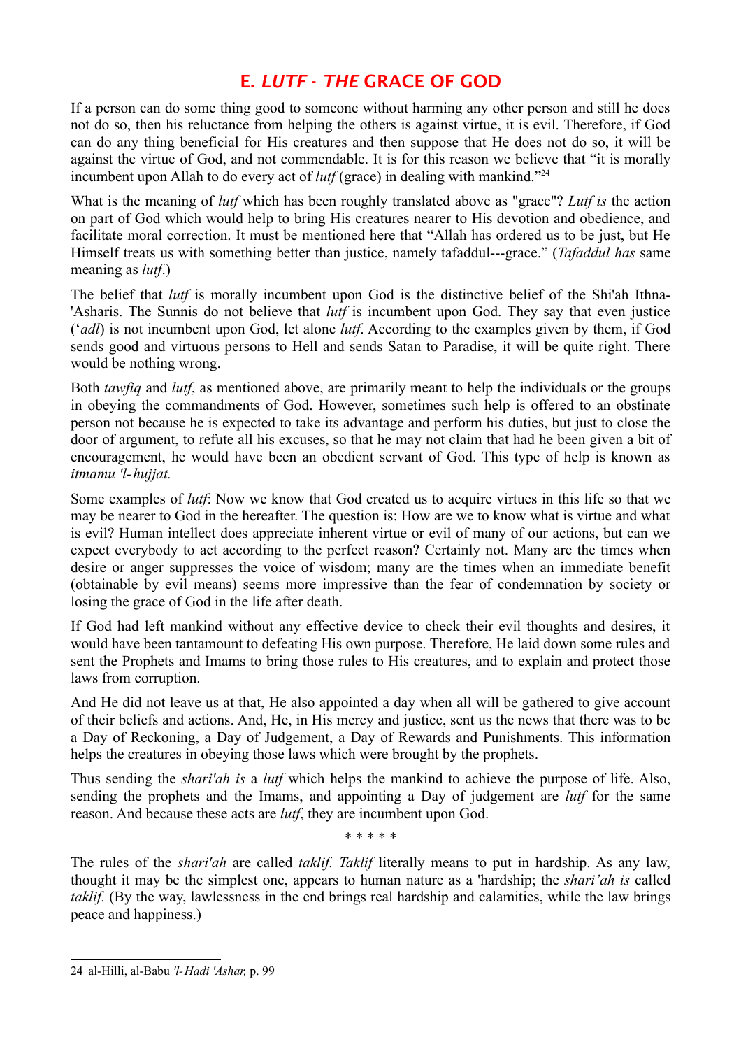## E. *LUTF - THE* GRACE OF GOD

If a person can do some thing good to someone without harming any other person and still he does not do so, then his reluctance from helping the others is against virtue, it is evil. Therefore, if God can do any thing beneficial for His creatures and then suppose that He does not do so, it will be against the virtue of God, and not commendable. It is for this reason we believe that "it is morally incumbent upon Allah to do every act of *lutf* (grace) in dealing with mankind."[24]

What is the meaning of *lutf* which has been roughly translated above as "grace"? *Lutf is* the action on part of God which would help to bring His creatures nearer to His devotion and obedience, and facilitate moral correction. It must be mentioned here that "Allah has ordered us to be just, but He Himself treats us with something better than justice, namely tafaddul---grace." (*Tafaddul has* same meaning as *lutf*.)

The belief that *lutf* is morally incumbent upon God is the distinctive belief of the Shi'ah Ithna-'Asharis. The Sunnis do not believe that *lutf* is incumbent upon God. They say that even justice ('*adl*) is not incumbent upon God, let alone *lutf*. According to the examples given by them, if God sends good and virtuous persons to Hell and sends Satan to Paradise, it will be quite right. There would be nothing wrong.

Both *tawfiq* and *lutf*, as mentioned above, are primarily meant to help the individuals or the groups in obeying the commandments of God. However, sometimes such help is offered to an obstinate person not because he is expected to take its advantage and perform his duties, but just to close the door of argument, to refute all his excuses, so that he may not claim that had he been given a bit of encouragement, he would have been an obedient servant of God. This type of help is known as *itmamu 'l-hujjat.*

Some examples of *lutf*: Now we know that God created us to acquire virtues in this life so that we may be nearer to God in the hereafter. The question is: How are we to know what is virtue and what is evil? Human intellect does appreciate inherent virtue or evil of many of our actions, but can we expect everybody to act according to the perfect reason? Certainly not. Many are the times when desire or anger suppresses the voice of wisdom; many are the times when an immediate benefit (obtainable by evil means) seems more impressive than the fear of condemnation by society or losing the grace of God in the life after death.

If God had left mankind without any effective device to check their evil thoughts and desires, it would have been tantamount to defeating His own purpose. Therefore, He laid down some rules and sent the Prophets and Imams to bring those rules to His creatures, and to explain and protect those laws from corruption.

And He did not leave us at that, He also appointed a day when all will be gathered to give account of their beliefs and actions. And, He, in His mercy and justice, sent us the news that there was to be a Day of Reckoning, a Day of Judgement, a Day of Rewards and Punishments. This information helps the creatures in obeying those laws which were brought by the prophets.

Thus sending the *shari'ah is* a *lutf* which helps the mankind to achieve the purpose of life. Also, sending the prophets and the Imams, and appointing a Day of judgement are *lutf* for the same reason. And because these acts are *lutf*, they are incumbent upon God.

\* \* \* \* \*

The rules of the *shari'ah* are called *taklif. Taklif* literally means to put in hardship. As any law, thought it may be the simplest one, appears to human nature as a 'hardship; the *shari'ah is* called *taklif.* (By the way, lawlessness in the end brings real hardship and calamities, while the law brings peace and happiness.)

---

24 al-Hilli, al-Babu *'l-Hadi 'Ashar,* p. 99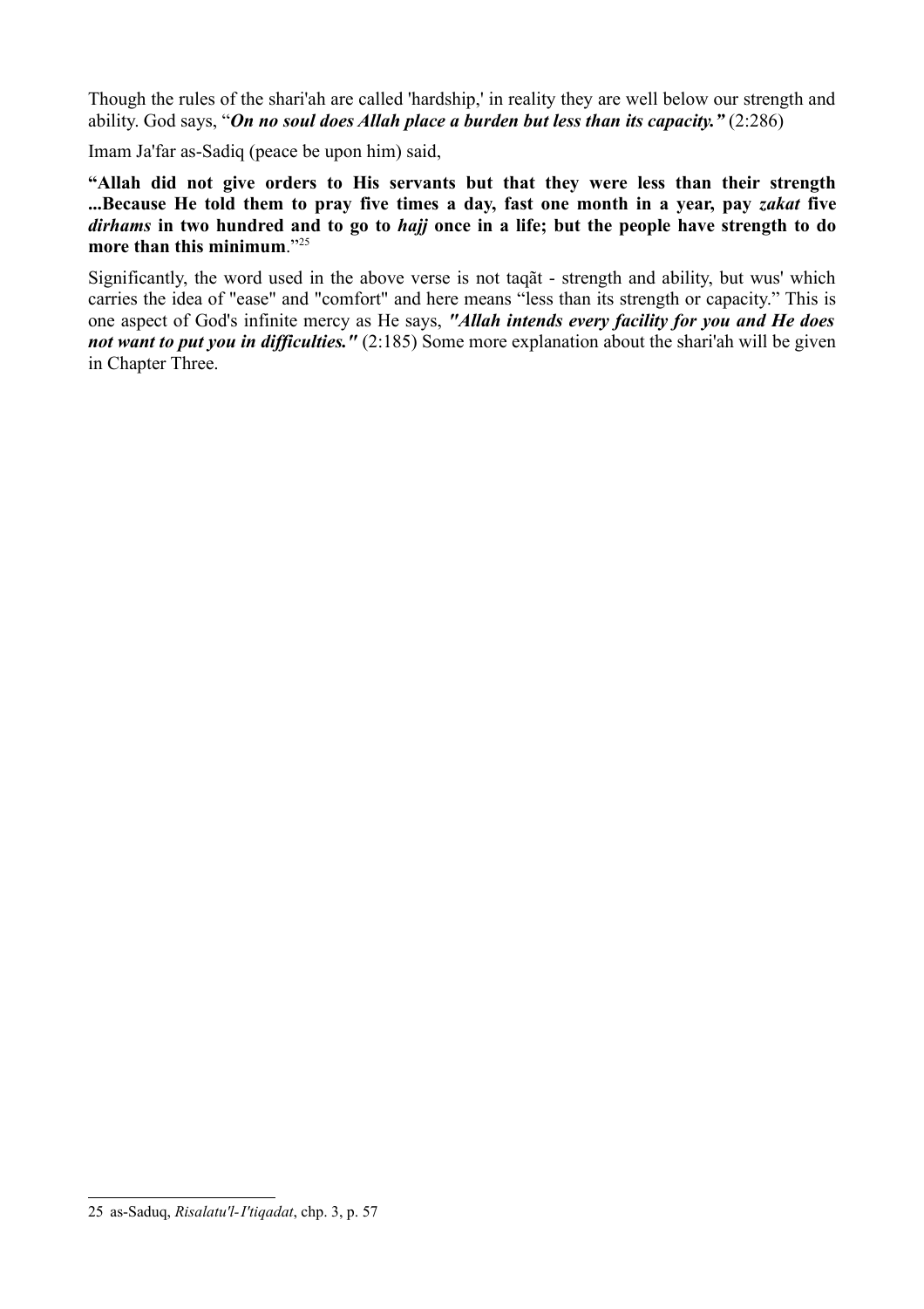Though the rules of the shari'ah are called 'hardship,' in reality they are well below our strength and ability. God says, "***On no soul does Allah place a burden but less than its capacity.***" (2:286)

Imam Ja'far as-Sadiq (peace be upon him) said,

**"Allah did not give orders to His servants but that they were less than their strength ...Because He told them to pray five times a day, fast one month in a year, pay *zakat* five *dirhams* in two hundred and to go to *hajj* once in a life; but the people have strength to do more than this minimum**."[25]

Significantly, the word used in the above verse is not taqãt - strength and ability, but wus' which carries the idea of "ease" and "comfort" and here means "less than its strength or capacity." This is one aspect of God's infinite mercy as He says, ***"Allah intends every facility for you and He does not want to put you in difficulties."*** (2:185) Some more explanation about the shari'ah will be given in Chapter Three.

25 as-Saduq, *Risalatu'l-I'tiqadat*, chp. 3, p. 57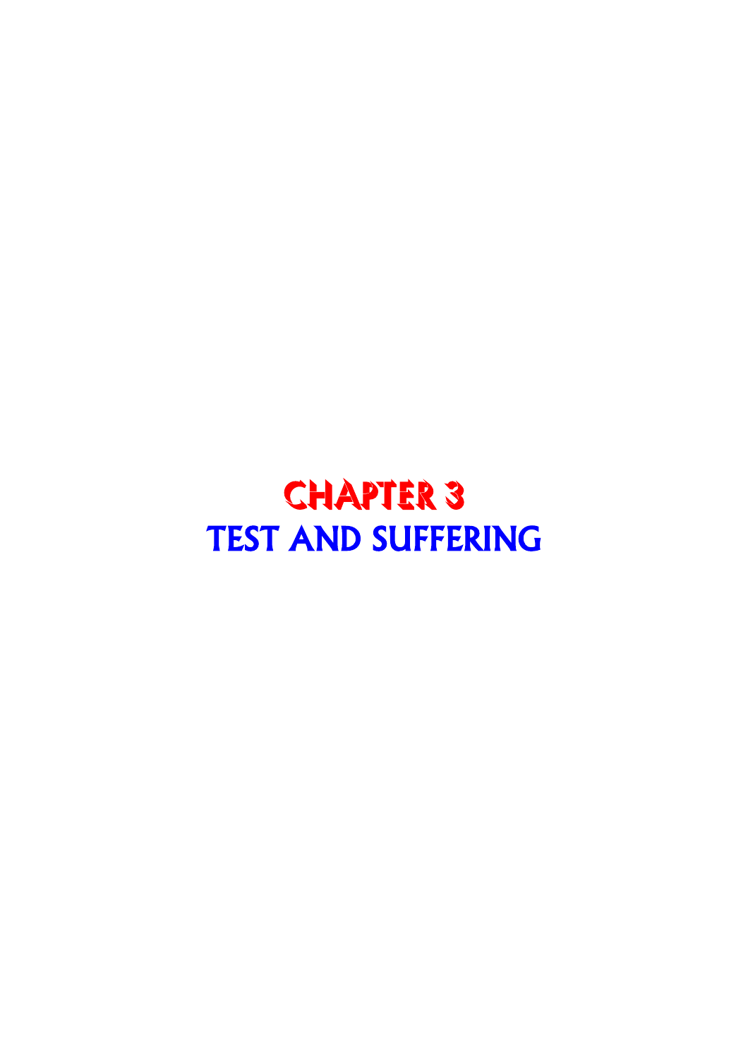# CHAPTER 3
# TEST AND SUFFERING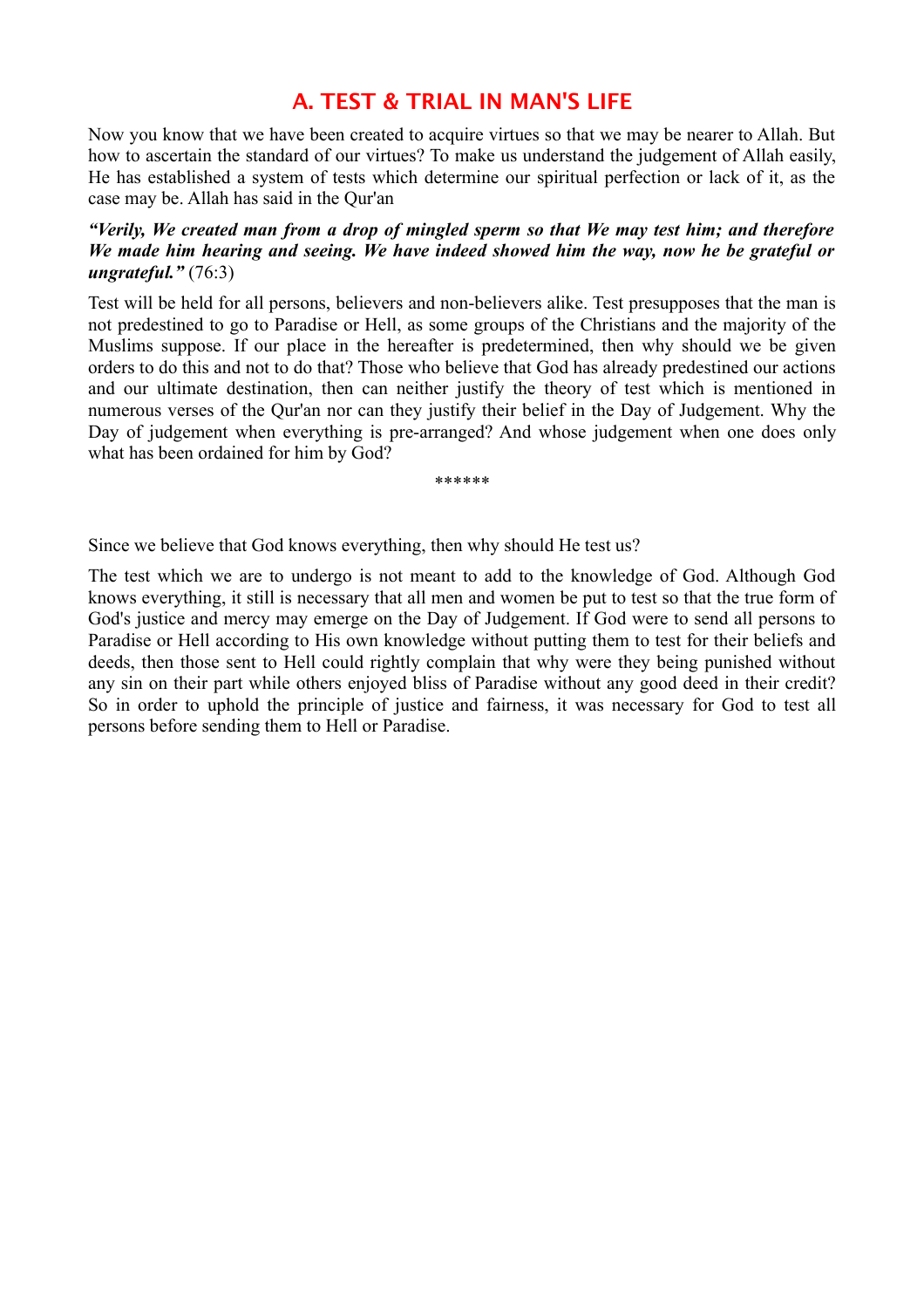## A. TEST & TRIAL IN MAN'S LIFE

Now you know that we have been created to acquire virtues so that we may be nearer to Allah. But how to ascertain the standard of our virtues? To make us understand the judgement of Allah easily, He has established a system of tests which determine our spiritual perfection or lack of it, as the case may be. Allah has said in the Qur'an

***"Verily, We created man from a drop of mingled sperm so that We may test him; and therefore We made him hearing and seeing. We have indeed showed him the way, now he be grateful or ungrateful."*** (76:3)

Test will be held for all persons, believers and non-believers alike. Test presupposes that the man is not predestined to go to Paradise or Hell, as some groups of the Christians and the majority of the Muslims suppose. If our place in the hereafter is predetermined, then why should we be given orders to do this and not to do that? Those who believe that God has already predestined our actions and our ultimate destination, then can neither justify the theory of test which is mentioned in numerous verses of the Qur'an nor can they justify their belief in the Day of Judgement. Why the Day of judgement when everything is pre-arranged? And whose judgement when one does only what has been ordained for him by God?

******

Since we believe that God knows everything, then why should He test us?

The test which we are to undergo is not meant to add to the knowledge of God. Although God knows everything, it still is necessary that all men and women be put to test so that the true form of God's justice and mercy may emerge on the Day of Judgement. If God were to send all persons to Paradise or Hell according to His own knowledge without putting them to test for their beliefs and deeds, then those sent to Hell could rightly complain that why were they being punished without any sin on their part while others enjoyed bliss of Paradise without any good deed in their credit? So in order to uphold the principle of justice and fairness, it was necessary for God to test all persons before sending them to Hell or Paradise.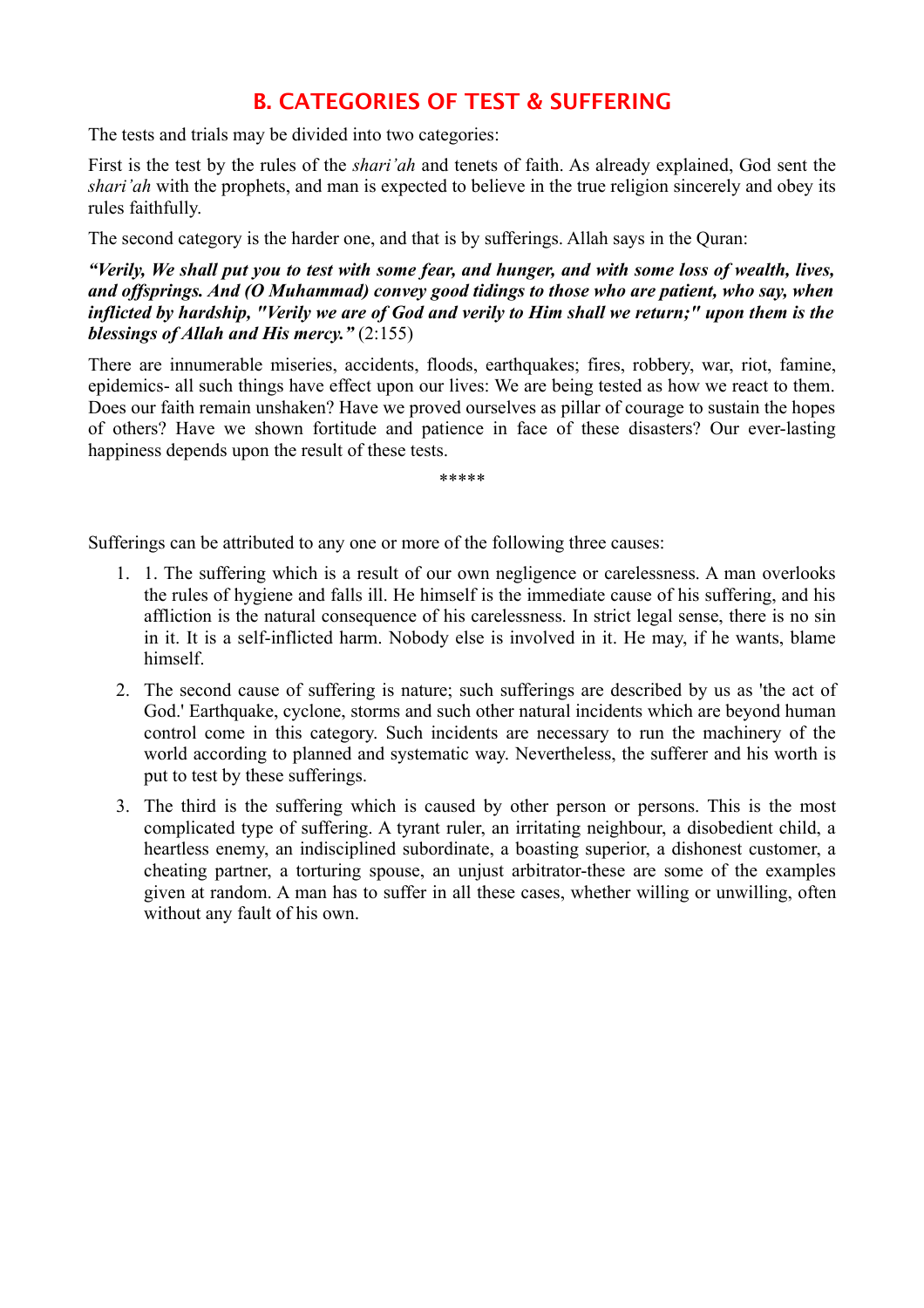## B. CATEGORIES OF TEST & SUFFERING

The tests and trials may be divided into two categories:

First is the test by the rules of the *shari'ah* and tenets of faith. As already explained, God sent the *shari'ah* with the prophets, and man is expected to believe in the true religion sincerely and obey its rules faithfully.

The second category is the harder one, and that is by sufferings. Allah says in the Quran:

***"Verily, We shall put you to test with some fear, and hunger, and with some loss of wealth, lives, and offsprings. And (O Muhammad) convey good tidings to those who are patient, who say, when inflicted by hardship, "Verily we are of God and verily to Him shall we return;" upon them is the blessings of Allah and His mercy."*** (2:155)

There are innumerable miseries, accidents, floods, earthquakes; fires, robbery, war, riot, famine, epidemics- all such things have effect upon our lives: We are being tested as how we react to them. Does our faith remain unshaken? Have we proved ourselves as pillar of courage to sustain the hopes of others? Have we shown fortitude and patience in face of these disasters? Our ever-lasting happiness depends upon the result of these tests.

*****

Sufferings can be attributed to any one or more of the following three causes:

1. 1. The suffering which is a result of our own negligence or carelessness. A man overlooks the rules of hygiene and falls ill. He himself is the immediate cause of his suffering, and his affliction is the natural consequence of his carelessness. In strict legal sense, there is no sin in it. It is a self-inflicted harm. Nobody else is involved in it. He may, if he wants, blame himself.
2. The second cause of suffering is nature; such sufferings are described by us as 'the act of God.' Earthquake, cyclone, storms and such other natural incidents which are beyond human control come in this category. Such incidents are necessary to run the machinery of the world according to planned and systematic way. Nevertheless, the sufferer and his worth is put to test by these sufferings.
3. The third is the suffering which is caused by other person or persons. This is the most complicated type of suffering. A tyrant ruler, an irritating neighbour, a disobedient child, a heartless enemy, an indisciplined subordinate, a boasting superior, a dishonest customer, a cheating partner, a torturing spouse, an unjust arbitrator-these are some of the examples given at random. A man has to suffer in all these cases, whether willing or unwilling, often without any fault of his own.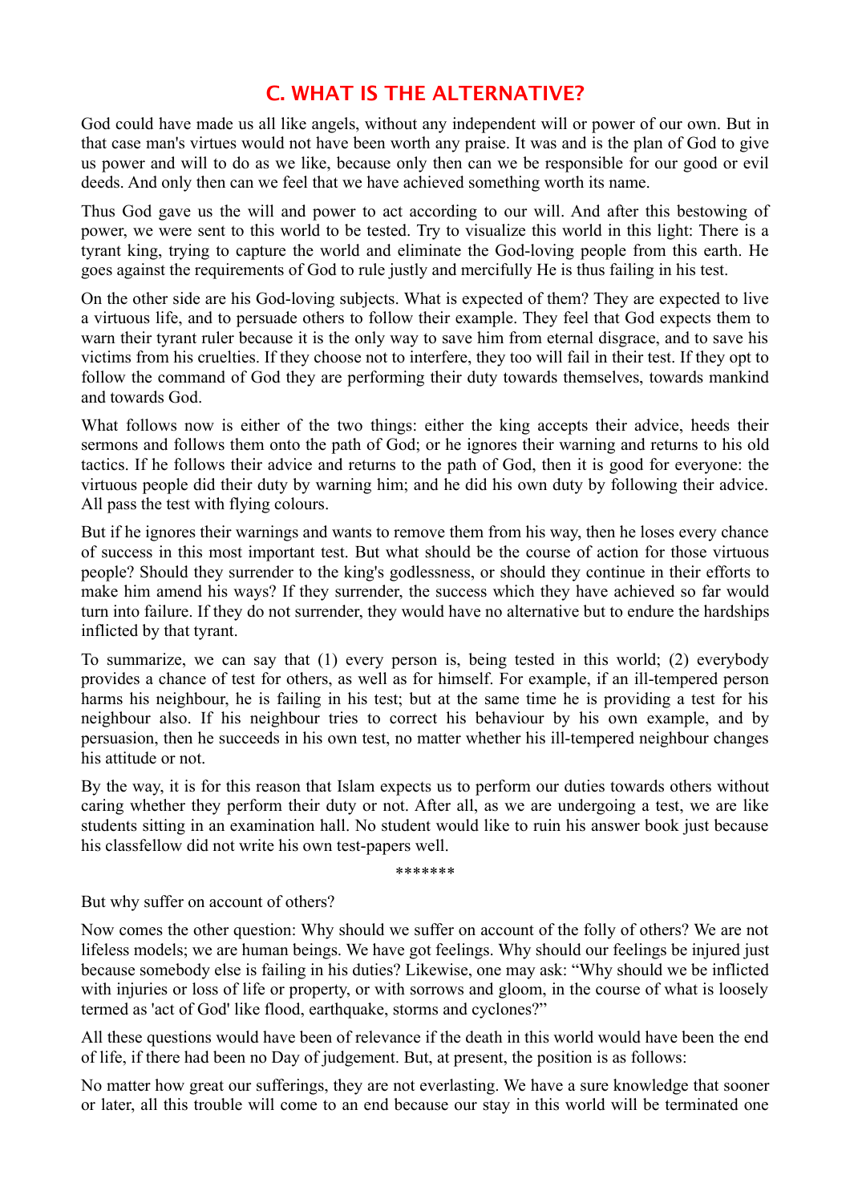## C. WHAT IS THE ALTERNATIVE?

God could have made us all like angels, without any independent will or power of our own. But in that case man's virtues would not have been worth any praise. It was and is the plan of God to give us power and will to do as we like, because only then can we be responsible for our good or evil deeds. And only then can we feel that we have achieved something worth its name.

Thus God gave us the will and power to act according to our will. And after this bestowing of power, we were sent to this world to be tested. Try to visualize this world in this light: There is a tyrant king, trying to capture the world and eliminate the God-loving people from this earth. He goes against the requirements of God to rule justly and mercifully He is thus failing in his test.

On the other side are his God-loving subjects. What is expected of them? They are expected to live a virtuous life, and to persuade others to follow their example. They feel that God expects them to warn their tyrant ruler because it is the only way to save him from eternal disgrace, and to save his victims from his cruelties. If they choose not to interfere, they too will fail in their test. If they opt to follow the command of God they are performing their duty towards themselves, towards mankind and towards God.

What follows now is either of the two things: either the king accepts their advice, heeds their sermons and follows them onto the path of God; or he ignores their warning and returns to his old tactics. If he follows their advice and returns to the path of God, then it is good for everyone: the virtuous people did their duty by warning him; and he did his own duty by following their advice. All pass the test with flying colours.

But if he ignores their warnings and wants to remove them from his way, then he loses every chance of success in this most important test. But what should be the course of action for those virtuous people? Should they surrender to the king's godlessness, or should they continue in their efforts to make him amend his ways? If they surrender, the success which they have achieved so far would turn into failure. If they do not surrender, they would have no alternative but to endure the hardships inflicted by that tyrant.

To summarize, we can say that (1) every person is, being tested in this world; (2) everybody provides a chance of test for others, as well as for himself. For example, if an ill-tempered person harms his neighbour, he is failing in his test; but at the same time he is providing a test for his neighbour also. If his neighbour tries to correct his behaviour by his own example, and by persuasion, then he succeeds in his own test, no matter whether his ill-tempered neighbour changes his attitude or not.

By the way, it is for this reason that Islam expects us to perform our duties towards others without caring whether they perform their duty or not. After all, as we are undergoing a test, we are like students sitting in an examination hall. No student would like to ruin his answer book just because his classfellow did not write his own test-papers well.

*******

But why suffer on account of others?

Now comes the other question: Why should we suffer on account of the folly of others? We are not lifeless models; we are human beings. We have got feelings. Why should our feelings be injured just because somebody else is failing in his duties? Likewise, one may ask: "Why should we be inflicted with injuries or loss of life or property, or with sorrows and gloom, in the course of what is loosely termed as 'act of God' like flood, earthquake, storms and cyclones?"

All these questions would have been of relevance if the death in this world would have been the end of life, if there had been no Day of judgement. But, at present, the position is as follows:

No matter how great our sufferings, they are not everlasting. We have a sure knowledge that sooner or later, all this trouble will come to an end because our stay in this world will be terminated one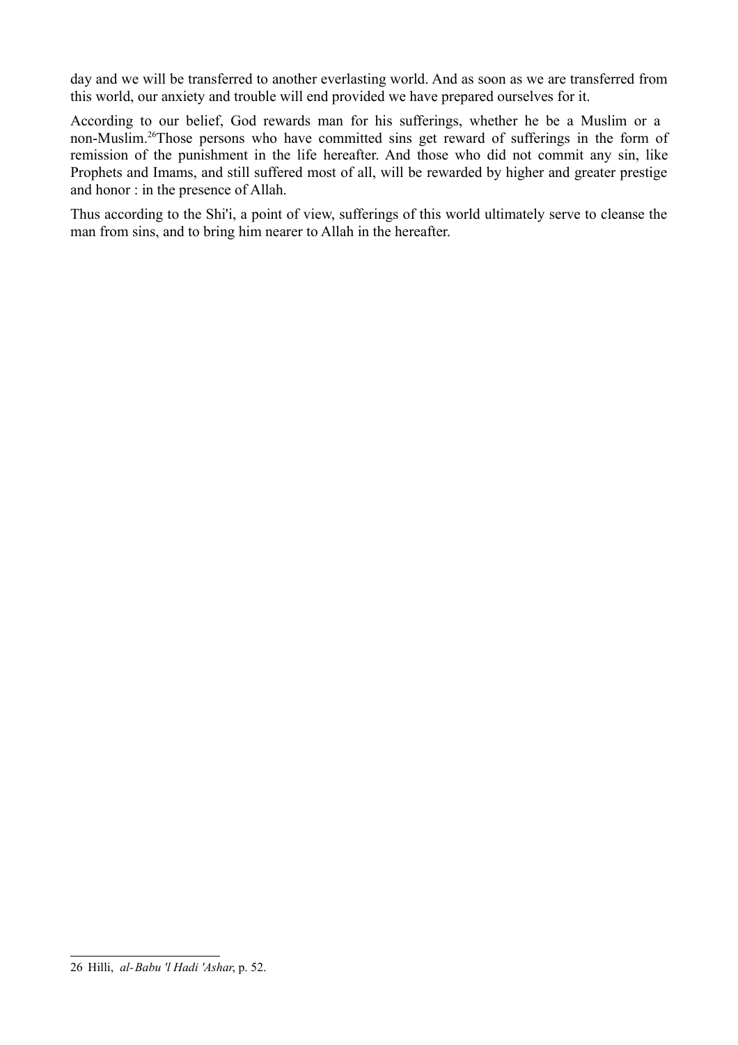day and we will be transferred to another everlasting world. And as soon as we are transferred from this world, our anxiety and trouble will end provided we have prepared ourselves for it.

According to our belief, God rewards man for his sufferings, whether he be a Muslim or a non-Muslim.[26] Those persons who have committed sins get reward of sufferings in the form of remission of the punishment in the life hereafter. And those who did not commit any sin, like Prophets and Imams, and still suffered most of all, will be rewarded by higher and greater prestige and honor : in the presence of Allah.

Thus according to the Shi'i, a point of view, sufferings of this world ultimately serve to cleanse the man from sins, and to bring him nearer to Allah in the hereafter.

---

26 Hilli, *al-Babu 'l Hadi 'Ashar*, p. 52.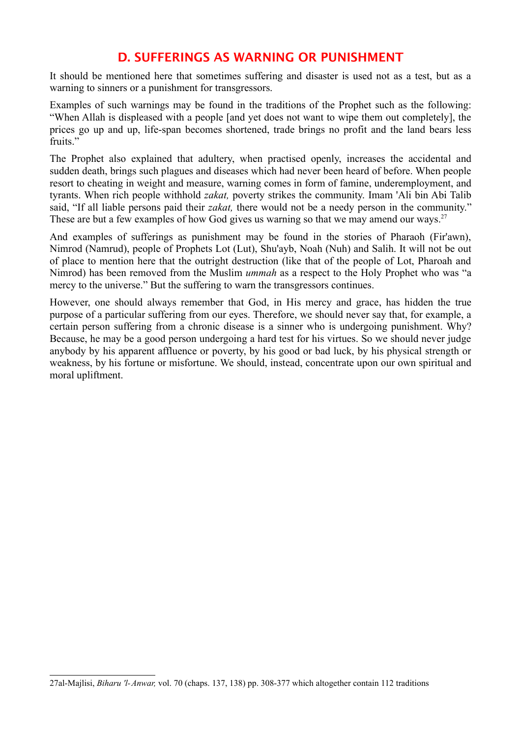## D. SUFFERINGS AS WARNING OR PUNISHMENT

It should be mentioned here that sometimes suffering and disaster is used not as a test, but as a warning to sinners or a punishment for transgressors.

Examples of such warnings may be found in the traditions of the Prophet such as the following: "When Allah is displeased with a people [and yet does not want to wipe them out completely], the prices go up and up, life-span becomes shortened, trade brings no profit and the land bears less fruits."

The Prophet also explained that adultery, when practised openly, increases the accidental and sudden death, brings such plagues and diseases which had never been heard of before. When people resort to cheating in weight and measure, warning comes in form of famine, underemployment, and tyrants. When rich people withhold *zakat,* poverty strikes the community. Imam 'Ali bin Abi Talib said, "If all liable persons paid their *zakat,* there would not be a needy person in the community." These are but a few examples of how God gives us warning so that we may amend our ways.[27]

And examples of sufferings as punishment may be found in the stories of Pharaoh (Fir'awn), Nimrod (Namrud), people of Prophets Lot (Lut), Shu'ayb, Noah (Nuh) and Salih. It will not be out of place to mention here that the outright destruction (like that of the people of Lot, Pharoah and Nimrod) has been removed from the Muslim *ummah* as a respect to the Holy Prophet who was "a mercy to the universe." But the suffering to warn the transgressors continues.

However, one should always remember that God, in His mercy and grace, has hidden the true purpose of a particular suffering from our eyes. Therefore, we should never say that, for example, a certain person suffering from a chronic disease is a sinner who is undergoing punishment. Why? Because, he may be a good person undergoing a hard test for his virtues. So we should never judge anybody by his apparent affluence or poverty, by his good or bad luck, by his physical strength or weakness, by his fortune or misfortune. We should, instead, concentrate upon our own spiritual and moral upliftment.

---

27al-Majlisi, *Biharu 'l-Anwar,* vol. 70 (chaps. 137, 138) pp. 308-377 which altogether contain 112 traditions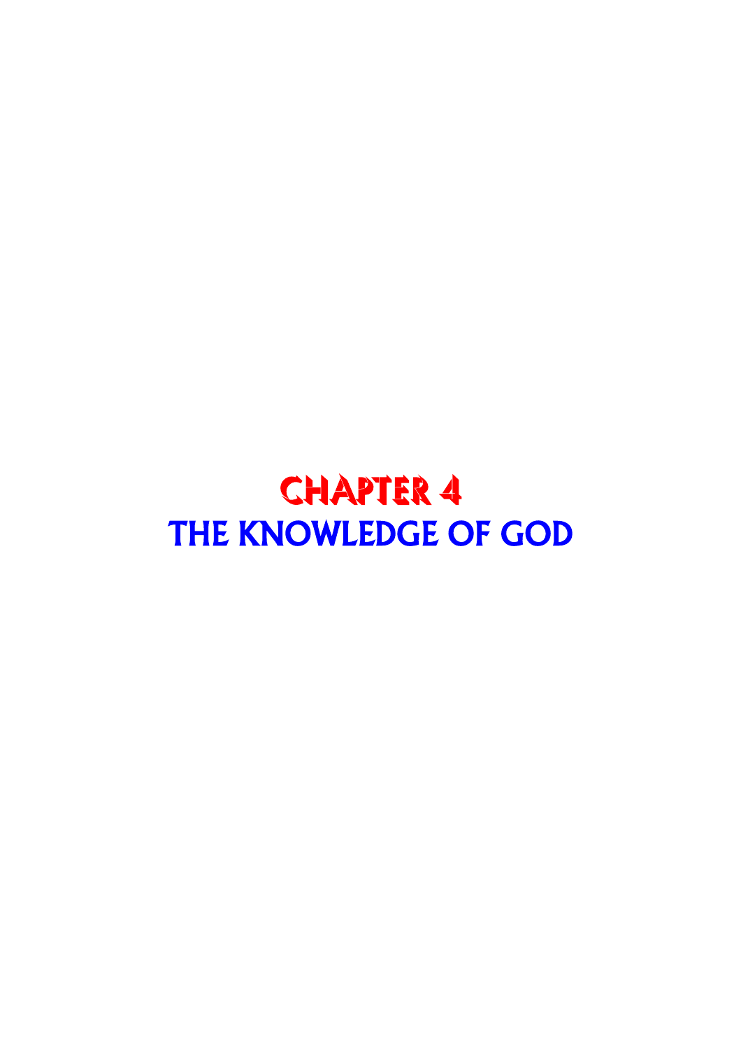# CHAPTER 4
# THE KNOWLEDGE OF GOD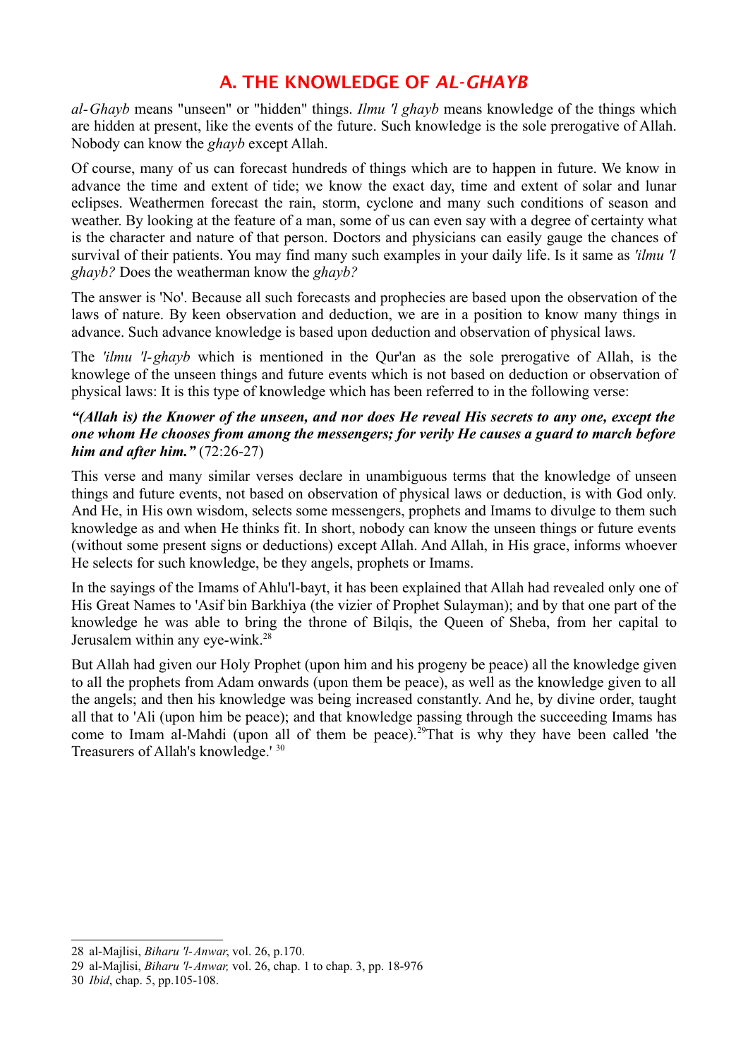## A. THE KNOWLEDGE OF *AL-GHAYB*

*al-Ghayb* means "unseen" or "hidden" things. *Ilmu 'l ghayb* means knowledge of the things which are hidden at present, like the events of the future. Such knowledge is the sole prerogative of Allah. Nobody can know the *ghayb* except Allah.

Of course, many of us can forecast hundreds of things which are to happen in future. We know in advance the time and extent of tide; we know the exact day, time and extent of solar and lunar eclipses. Weathermen forecast the rain, storm, cyclone and many such conditions of season and weather. By looking at the feature of a man, some of us can even say with a degree of certainty what is the character and nature of that person. Doctors and physicians can easily gauge the chances of survival of their patients. You may find many such examples in your daily life. Is it same as *'ilmu 'l ghayb?* Does the weatherman know the *ghayb?*

The answer is 'No'. Because all such forecasts and prophecies are based upon the observation of the laws of nature. By keen observation and deduction, we are in a position to know many things in advance. Such advance knowledge is based upon deduction and observation of physical laws.

The *'ilmu 'l-ghayb* which is mentioned in the Qur'an as the sole prerogative of Allah, is the knowlege of the unseen things and future events which is not based on deduction or observation of physical laws: It is this type of knowledge which has been referred to in the following verse:

***"(Allah is) the Knower of the unseen, and nor does He reveal His secrets to any one, except the one whom He chooses from among the messengers; for verily He causes a guard to march before him and after him."*** (72:26-27)

This verse and many similar verses declare in unambiguous terms that the knowledge of unseen things and future events, not based on observation of physical laws or deduction, is with God only. And He, in His own wisdom, selects some messengers, prophets and Imams to divulge to them such knowledge as and when He thinks fit. In short, nobody can know the unseen things or future events (without some present signs or deductions) except Allah. And Allah, in His grace, informs whoever He selects for such knowledge, be they angels, prophets or Imams.

In the sayings of the Imams of Ahlu'l-bayt, it has been explained that Allah had revealed only one of His Great Names to 'Asif bin Barkhiya (the vizier of Prophet Sulayman); and by that one part of the knowledge he was able to bring the throne of Bilqis, the Queen of Sheba, from her capital to Jerusalem within any eye-wink.[28]

But Allah had given our Holy Prophet (upon him and his progeny be peace) all the knowledge given to all the prophets from Adam onwards (upon them be peace), as well as the knowledge given to all the angels; and then his knowledge was being increased constantly. And he, by divine order, taught all that to 'Ali (upon him be peace); and that knowledge passing through the succeeding Imams has come to Imam al-Mahdi (upon all of them be peace).[29] That is why they have been called 'the Treasurers of Allah's knowledge.'[30]

---

28 al-Majlisi, *Biharu 'l-Anwar*, vol. 26, p.170.

29 al-Majlisi, *Biharu 'l-Anwar,* vol. 26, chap. 1 to chap. 3, pp. 18-976

30 *Ibid*, chap. 5, pp.105-108.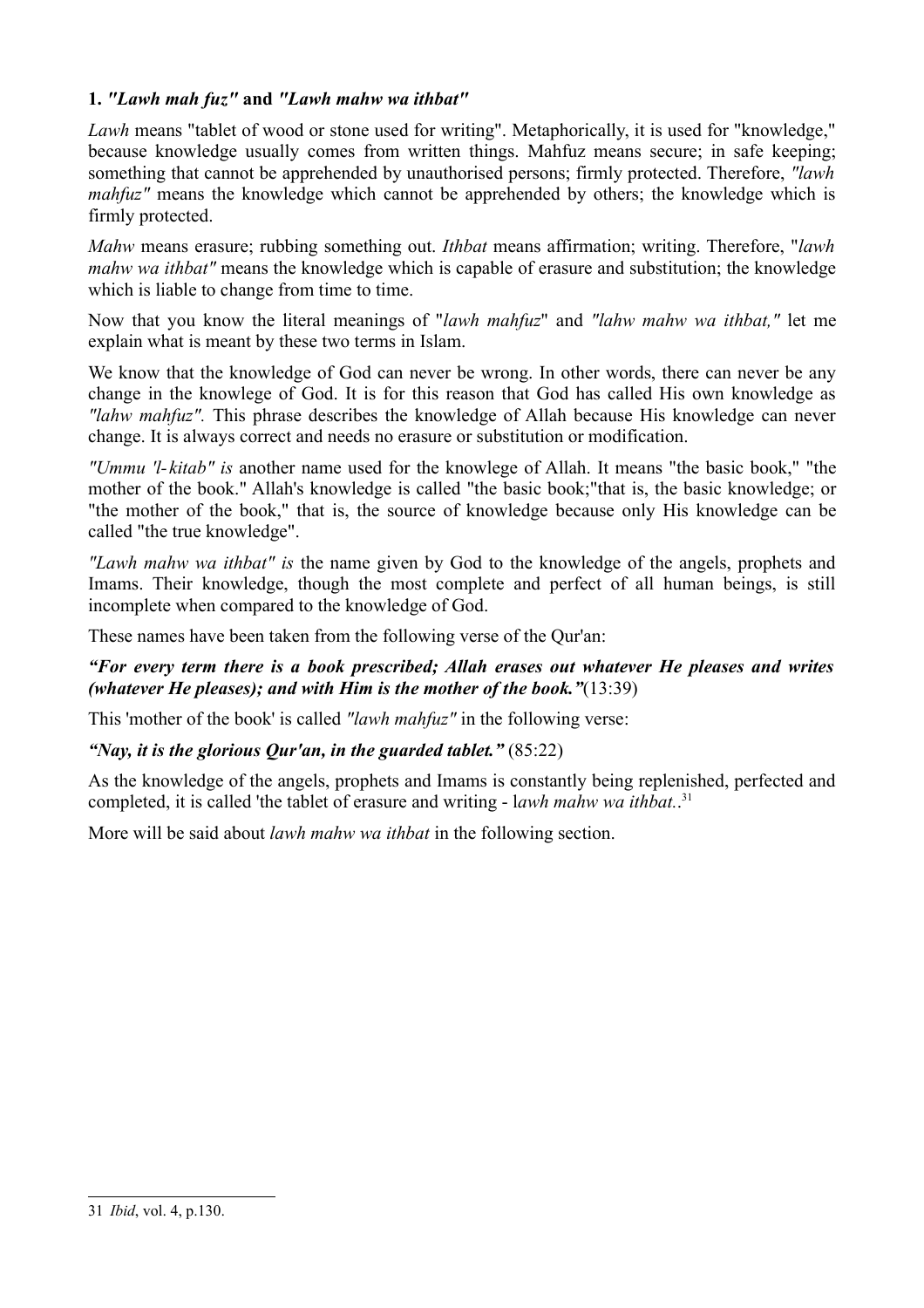**1.** ***"Lawh mah fuz"*** **and** ***"Lawh mahw wa ithbat"***

*Lawh* means "tablet of wood or stone used for writing". Metaphorically, it is used for "knowledge," because knowledge usually comes from written things. Mahfuz means secure; in safe keeping; something that cannot be apprehended by unauthorised persons; firmly protected. Therefore, *"lawh mahfuz"* means the knowledge which cannot be apprehended by others; the knowledge which is firmly protected.

*Mahw* means erasure; rubbing something out. *Ithbat* means affirmation; writing. Therefore, "*lawh mahw wa ithbat"* means the knowledge which is capable of erasure and substitution; the knowledge which is liable to change from time to time.

Now that you know the literal meanings of "*lawh mahfuz*" and *"lahw mahw wa ithbat,"* let me explain what is meant by these two terms in Islam.

We know that the knowledge of God can never be wrong. In other words, there can never be any change in the knowlege of God. It is for this reason that God has called His own knowledge as *"lahw mahfuz".* This phrase describes the knowledge of Allah because His knowledge can never change. It is always correct and needs no erasure or substitution or modification.

*"Ummu 'l-kitab" is* another name used for the knowlege of Allah. It means "the basic book," "the mother of the book." Allah's knowledge is called "the basic book;"that is, the basic knowledge; or "the mother of the book," that is, the source of knowledge because only His knowledge can be called "the true knowledge".

*"Lawh mahw wa ithbat" is* the name given by God to the knowledge of the angels, prophets and Imams. Their knowledge, though the most complete and perfect of all human beings, is still incomplete when compared to the knowledge of God.

These names have been taken from the following verse of the Qur'an:

***"For every term there is a book prescribed; Allah erases out whatever He pleases and writes (whatever He pleases); and with Him is the mother of the book."***(13:39)

This 'mother of the book' is called *"lawh mahfuz"* in the following verse:

***"Nay, it is the glorious Qur'an, in the guarded tablet."*** (85:22)

As the knowledge of the angels, prophets and Imams is constantly being replenished, perfected and completed, it is called 'the tablet of erasure and writing - l*awh mahw wa ithbat*.[31]

More will be said about *lawh mahw wa ithbat* in the following section.

---

31 *Ibid*, vol. 4, p.130.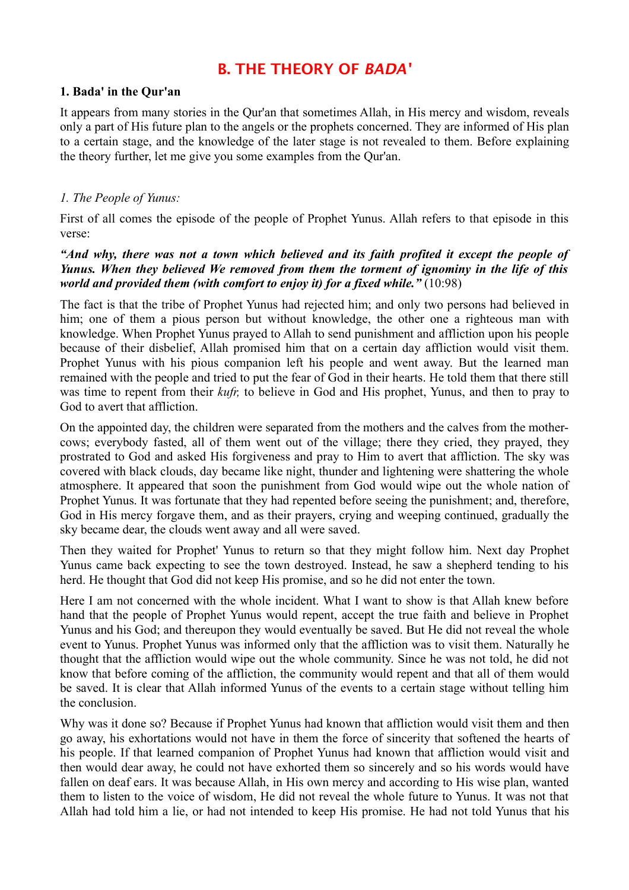# B. THE THEORY OF *BADA'*

### 1. Bada' in the Qur'an

It appears from many stories in the Qur'an that sometimes Allah, in His mercy and wisdom, reveals only a part of His future plan to the angels or the prophets concerned. They are informed of His plan to a certain stage, and the knowledge of the later stage is not revealed to them. Before explaining the theory further, let me give you some examples from the Qur'an.

*1. The People of Yunus:*

First of all comes the episode of the people of Prophet Yunus. Allah refers to that episode in this verse:

***"And why, there was not a town which believed and its faith profited it except the people of Yunus. When they believed We removed from them the torment of ignominy in the life of this world and provided them (with comfort to enjoy it) for a fixed while."*** (10:98)

The fact is that the tribe of Prophet Yunus had rejected him; and only two persons had believed in him; one of them a pious person but without knowledge, the other one a righteous man with knowledge. When Prophet Yunus prayed to Allah to send punishment and affliction upon his people because of their disbelief, Allah promised him that on a certain day affliction would visit them. Prophet Yunus with his pious companion left his people and went away. But the learned man remained with the people and tried to put the fear of God in their hearts. He told them that there still was time to repent from their *kufr,* to believe in God and His prophet, Yunus, and then to pray to God to avert that affliction.

On the appointed day, the children were separated from the mothers and the calves from the mother-cows; everybody fasted, all of them went out of the village; there they cried, they prayed, they prostrated to God and asked His forgiveness and pray to Him to avert that affliction. The sky was covered with black clouds, day became like night, thunder and lightening were shattering the whole atmosphere. It appeared that soon the punishment from God would wipe out the whole nation of Prophet Yunus. It was fortunate that they had repented before seeing the punishment; and, therefore, God in His mercy forgave them, and as their prayers, crying and weeping continued, gradually the sky became dear, the clouds went away and all were saved.

Then they waited for Prophet' Yunus to return so that they might follow him. Next day Prophet Yunus came back expecting to see the town destroyed. Instead, he saw a shepherd tending to his herd. He thought that God did not keep His promise, and so he did not enter the town.

Here I am not concerned with the whole incident. What I want to show is that Allah knew before hand that the people of Prophet Yunus would repent, accept the true faith and believe in Prophet Yunus and his God; and thereupon they would eventually be saved. But He did not reveal the whole event to Yunus. Prophet Yunus was informed only that the affliction was to visit them. Naturally he thought that the affliction would wipe out the whole community. Since he was not told, he did not know that before coming of the affliction, the community would repent and that all of them would be saved. It is clear that Allah informed Yunus of the events to a certain stage without telling him the conclusion.

Why was it done so? Because if Prophet Yunus had known that affliction would visit them and then go away, his exhortations would not have in them the force of sincerity that softened the hearts of his people. If that learned companion of Prophet Yunus had known that affliction would visit and then would dear away, he could not have exhorted them so sincerely and so his words would have fallen on deaf ears. It was because Allah, in His own mercy and according to His wise plan, wanted them to listen to the voice of wisdom, He did not reveal the whole future to Yunus. It was not that Allah had told him a lie, or had not intended to keep His promise. He had not told Yunus that his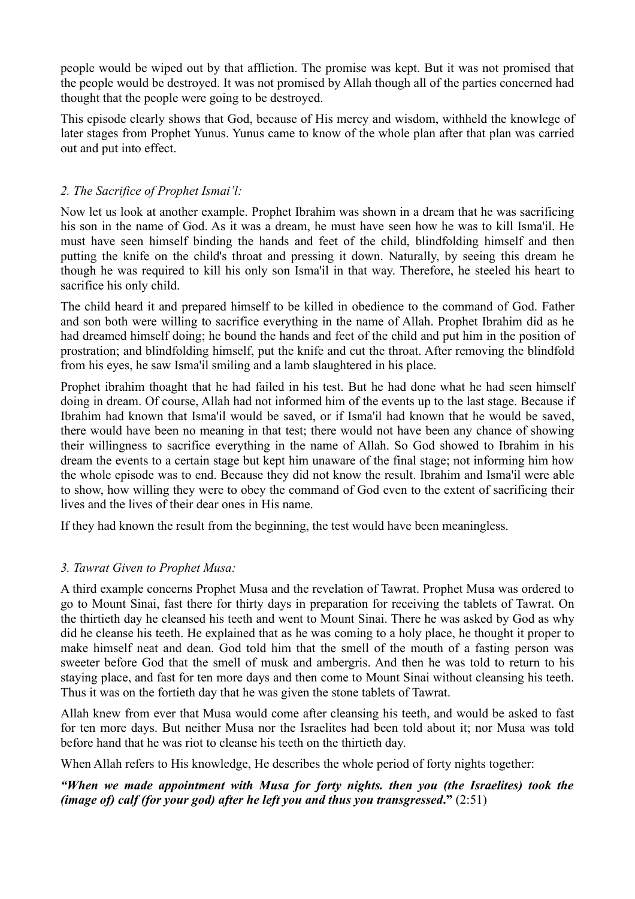people would be wiped out by that affliction. The promise was kept. But it was not promised that the people would be destroyed. It was not promised by Allah though all of the parties concerned had thought that the people were going to be destroyed.

This episode clearly shows that God, because of His mercy and wisdom, withheld the knowlege of later stages from Prophet Yunus. Yunus came to know of the whole plan after that plan was carried out and put into effect.

### *2. The Sacrifice of Prophet Ismai'l:*

Now let us look at another example. Prophet Ibrahim was shown in a dream that he was sacrificing his son in the name of God. As it was a dream, he must have seen how he was to kill Isma'il. He must have seen himself binding the hands and feet of the child, blindfolding himself and then putting the knife on the child's throat and pressing it down. Naturally, by seeing this dream he though he was required to kill his only son Isma'il in that way. Therefore, he steeled his heart to sacrifice his only child.

The child heard it and prepared himself to be killed in obedience to the command of God. Father and son both were willing to sacrifice everything in the name of Allah. Prophet Ibrahim did as he had dreamed himself doing; he bound the hands and feet of the child and put him in the position of prostration; and blindfolding himself, put the knife and cut the throat. After removing the blindfold from his eyes, he saw Isma'il smiling and a lamb slaughtered in his place.

Prophet ibrahim thoaght that he had failed in his test. But he had done what he had seen himself doing in dream. Of course, Allah had not informed him of the events up to the last stage. Because if Ibrahim had known that Isma'il would be saved, or if Isma'il had known that he would be saved, there would have been no meaning in that test; there would not have been any chance of showing their willingness to sacrifice everything in the name of Allah. So God showed to Ibrahim in his dream the events to a certain stage but kept him unaware of the final stage; not informing him how the whole episode was to end. Because they did not know the result. Ibrahim and Isma'il were able to show, how willing they were to obey the command of God even to the extent of sacrificing their lives and the lives of their dear ones in His name.

If they had known the result from the beginning, the test would have been meaningless.

### *3. Tawrat Given to Prophet Musa:*

A third example concerns Prophet Musa and the revelation of Tawrat. Prophet Musa was ordered to go to Mount Sinai, fast there for thirty days in preparation for receiving the tablets of Tawrat. On the thirtieth day he cleansed his teeth and went to Mount Sinai. There he was asked by God as why did he cleanse his teeth. He explained that as he was coming to a holy place, he thought it proper to make himself neat and dean. God told him that the smell of the mouth of a fasting person was sweeter before God that the smell of musk and ambergris. And then he was told to return to his staying place, and fast for ten more days and then come to Mount Sinai without cleansing his teeth. Thus it was on the fortieth day that he was given the stone tablets of Tawrat.

Allah knew from ever that Musa would come after cleansing his teeth, and would be asked to fast for ten more days. But neither Musa nor the Israelites had been told about it; nor Musa was told before hand that he was riot to cleanse his teeth on the thirtieth day.

When Allah refers to His knowledge, He describes the whole period of forty nights together:

***"When we made appointment with Musa for forty nights. then you (the Israelites) took the (image of) calf (for your god) after he left you and thus you transgressed."*** (2:51)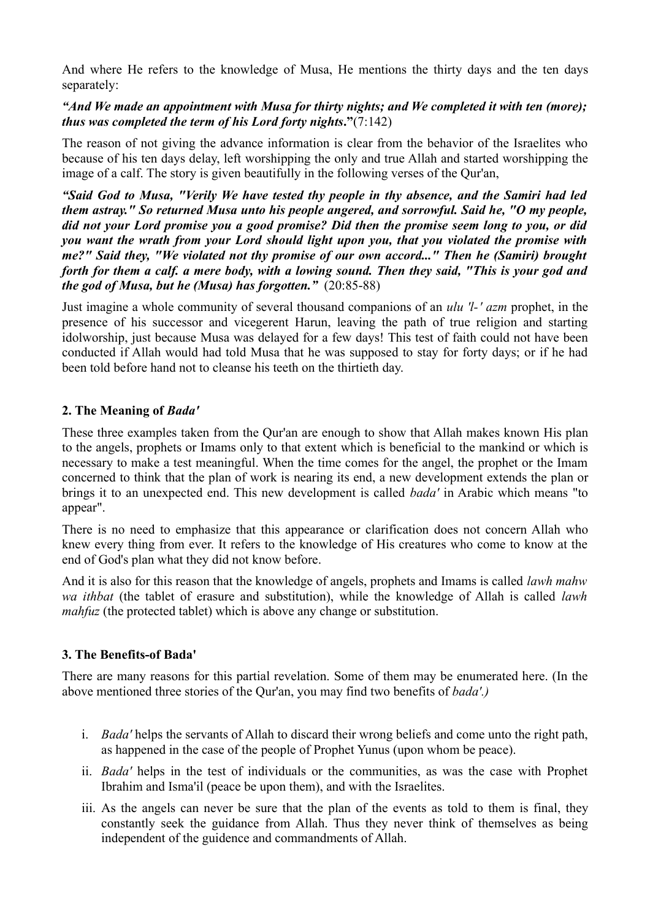And where He refers to the knowledge of Musa, He mentions the thirty days and the ten days separately:

***"And We made an appointment with Musa for thirty nights; and We completed it with ten (more); thus was completed the term of his Lord forty nights."***(7:142)

The reason of not giving the advance information is clear from the behavior of the Israelites who because of his ten days delay, left worshipping the only and true Allah and started worshipping the image of a calf. The story is given beautifully in the following verses of the Qur'an,

***"Said God to Musa, "Verily We have tested thy people in thy absence, and the Samiri had led them astray." So returned Musa unto his people angered, and sorrowful. Said he, "O my people, did not your Lord promise you a good promise? Did then the promise seem long to you, or did you want the wrath from your Lord should light upon you, that you violated the promise with me?" Said they, "We violated not thy promise of our own accord..." Then he (Samiri) brought forth for them a calf. a mere body, with a lowing sound. Then they said, "This is your god and the god of Musa, but he (Musa) has forgotten."*** (20:85-88)

Just imagine a whole community of several thousand companions of an *ulu 'l-' azm* prophet, in the presence of his successor and vicegerent Harun, leaving the path of true religion and starting idolworship, just because Musa was delayed for a few days! This test of faith could not have been conducted if Allah would had told Musa that he was supposed to stay for forty days; or if he had been told before hand not to cleanse his teeth on the thirtieth day.

### 2. The Meaning of *Bada'*

These three examples taken from the Qur'an are enough to show that Allah makes known His plan to the angels, prophets or Imams only to that extent which is beneficial to the mankind or which is necessary to make a test meaningful. When the time comes for the angel, the prophet or the Imam concerned to think that the plan of work is nearing its end, a new development extends the plan or brings it to an unexpected end. This new development is called *bada'* in Arabic which means "to appear".

There is no need to emphasize that this appearance or clarification does not concern Allah who knew every thing from ever. It refers to the knowledge of His creatures who come to know at the end of God's plan what they did not know before.

And it is also for this reason that the knowledge of angels, prophets and Imams is called *lawh mahw wa ithbat* (the tablet of erasure and substitution), while the knowledge of Allah is called *lawh mahfuz* (the protected tablet) which is above any change or substitution.

### 3. The Benefits-of Bada'

There are many reasons for this partial revelation. Some of them may be enumerated here. (In the above mentioned three stories of the Qur'an, you may find two benefits of *bada'.)*

i. *Bada'* helps the servants of Allah to discard their wrong beliefs and come unto the right path, as happened in the case of the people of Prophet Yunus (upon whom be peace).

ii. *Bada'* helps in the test of individuals or the communities, as was the case with Prophet Ibrahim and Isma'il (peace be upon them), and with the Israelites.

iii. As the angels can never be sure that the plan of the events as told to them is final, they constantly seek the guidance from Allah. Thus they never think of themselves as being independent of the guidance and commandments of Allah.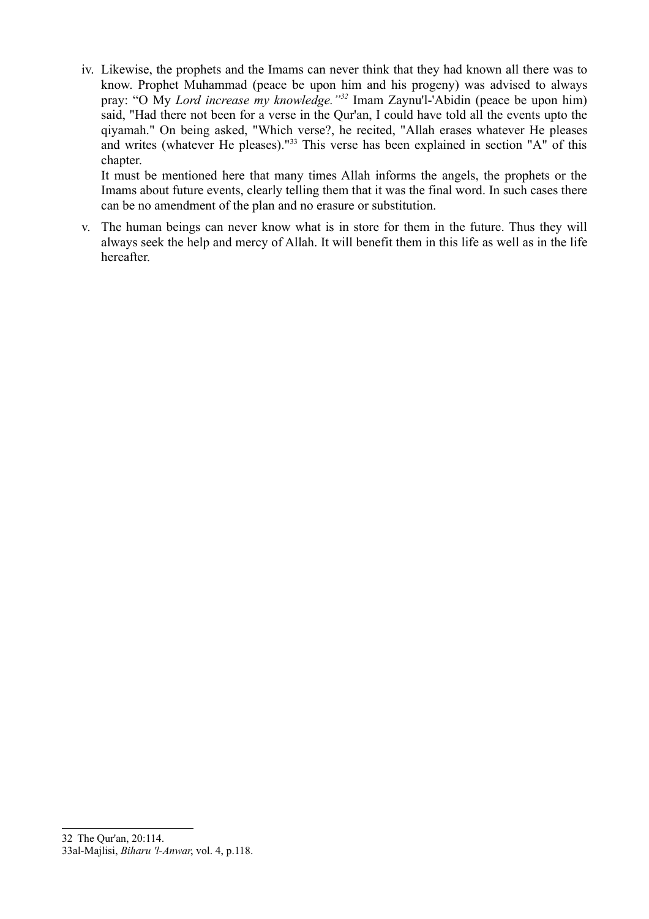iv. Likewise, the prophets and the Imams can never think that they had known all there was to know. Prophet Muhammad (peace be upon him and his progeny) was advised to always pray: "O My *Lord increase my knowledge."*[32] Imam Zaynu'l-'Abidin (peace be upon him) said, "Had there not been for a verse in the Qur'an, I could have told all the events upto the qiyamah." On being asked, "Which verse?, he recited, "Allah erases whatever He pleases and writes (whatever He pleases)."[33] This verse has been explained in section "A" of this chapter.

   It must be mentioned here that many times Allah informs the angels, the prophets or the Imams about future events, clearly telling them that it was the final word. In such cases there can be no amendment of the plan and no erasure or substitution.

v. The human beings can never know what is in store for them in the future. Thus they will always seek the help and mercy of Allah. It will benefit them in this life as well as in the life hereafter.

---

32 The Qur'an, 20:114.

33 al-Majlisi, *Biharu 'l-Anwar*, vol. 4, p.118.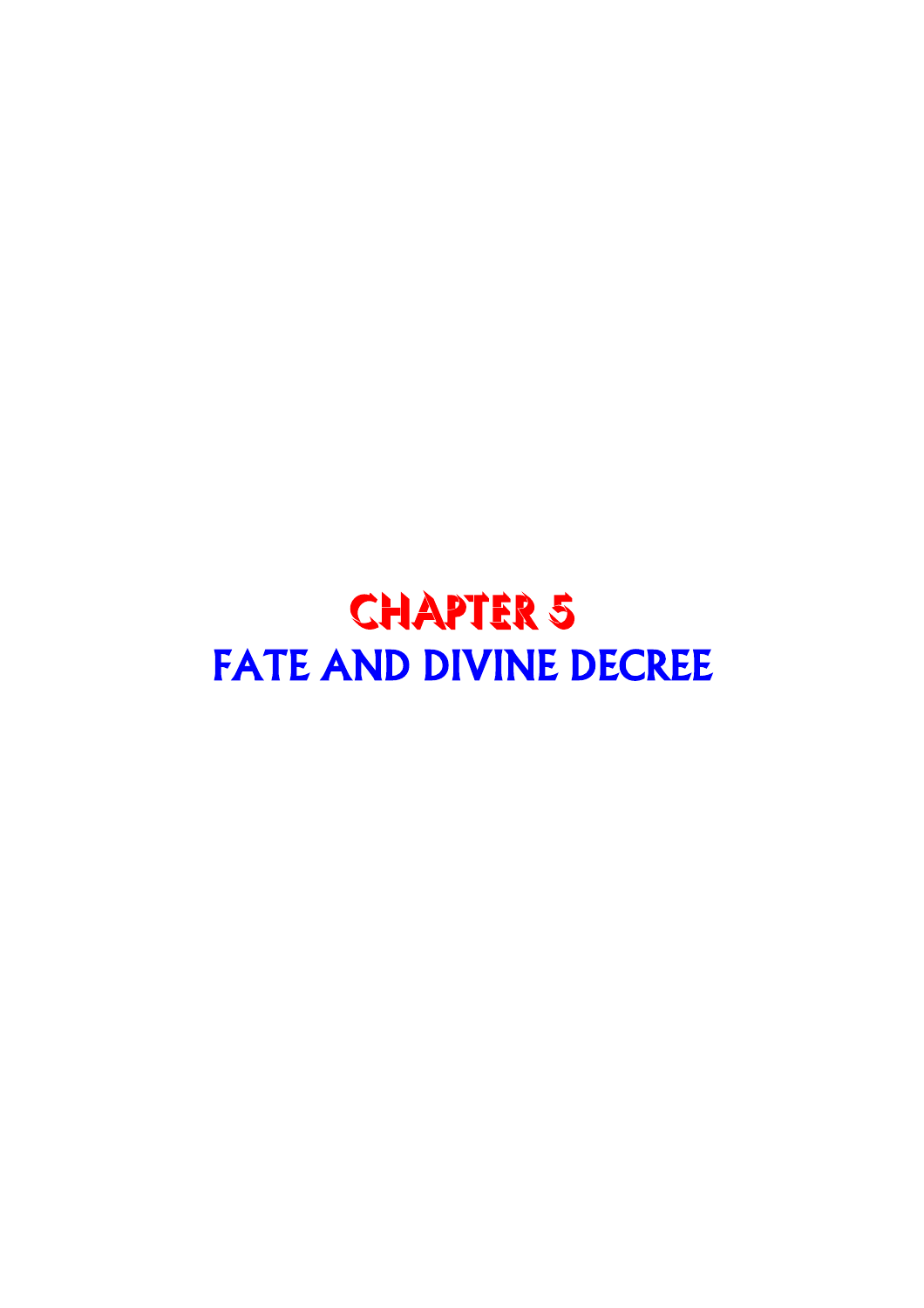# CHAPTER 5
# FATE AND DIVINE DECREE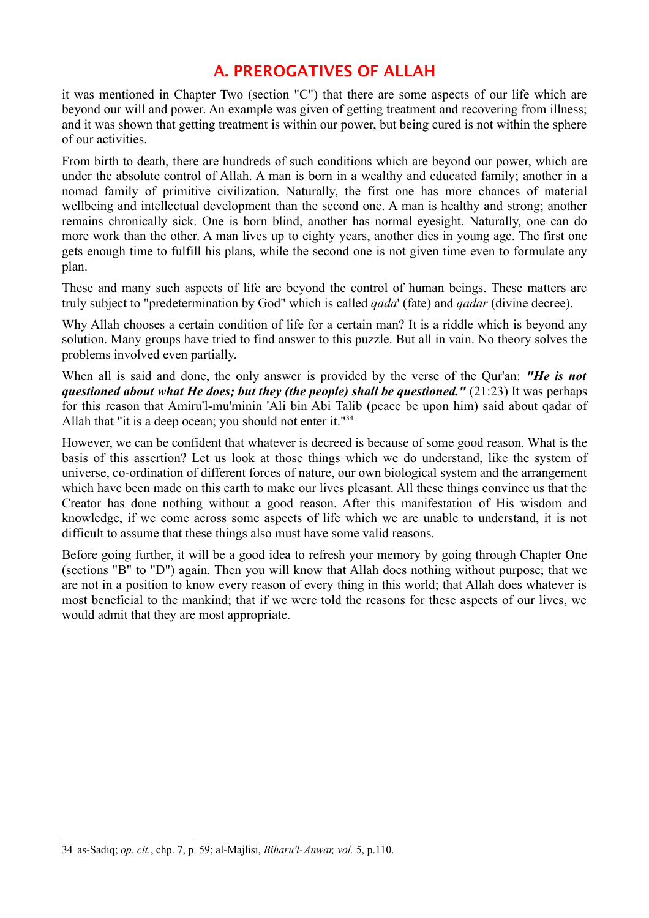# A. PREROGATIVES OF ALLAH

it was mentioned in Chapter Two (section "C") that there are some aspects of our life which are beyond our will and power. An example was given of getting treatment and recovering from illness; and it was shown that getting treatment is within our power, but being cured is not within the sphere of our activities.

From birth to death, there are hundreds of such conditions which are beyond our power, which are under the absolute control of Allah. A man is born in a wealthy and educated family; another in a nomad family of primitive civilization. Naturally, the first one has more chances of material wellbeing and intellectual development than the second one. A man is healthy and strong; another remains chronically sick. One is born blind, another has normal eyesight. Naturally, one can do more work than the other. A man lives up to eighty years, another dies in young age. The first one gets enough time to fulfill his plans, while the second one is not given time even to formulate any plan.

These and many such aspects of life are beyond the control of human beings. These matters are truly subject to "predetermination by God" which is called *qada*' (fate) and *qadar* (divine decree).

Why Allah chooses a certain condition of life for a certain man? It is a riddle which is beyond any solution. Many groups have tried to find answer to this puzzle. But all in vain. No theory solves the problems involved even partially.

When all is said and done, the only answer is provided by the verse of the Qur'an: ***"He is not questioned about what He does; but they (the people) shall be questioned."*** (21:23) It was perhaps for this reason that Amiru'l-mu'minin 'Ali bin Abi Talib (peace be upon him) said about qadar of Allah that "it is a deep ocean; you should not enter it."[34]

However, we can be confident that whatever is decreed is because of some good reason. What is the basis of this assertion? Let us look at those things which we do understand, like the system of universe, co-ordination of different forces of nature, our own biological system and the arrangement which have been made on this earth to make our lives pleasant. All these things convince us that the Creator has done nothing without a good reason. After this manifestation of His wisdom and knowledge, if we come across some aspects of life which we are unable to understand, it is not difficult to assume that these things also must have some valid reasons.

Before going further, it will be a good idea to refresh your memory by going through Chapter One (sections "B" to "D") again. Then you will know that Allah does nothing without purpose; that we are not in a position to know every reason of every thing in this world; that Allah does whatever is most beneficial to the mankind; that if we were told the reasons for these aspects of our lives, we would admit that they are most appropriate.

---

34 as-Sadiq; *op. cit.*, chp. 7, p. 59; al-Majlisi, *Biharu'l-Anwar, vol.* 5, p.110.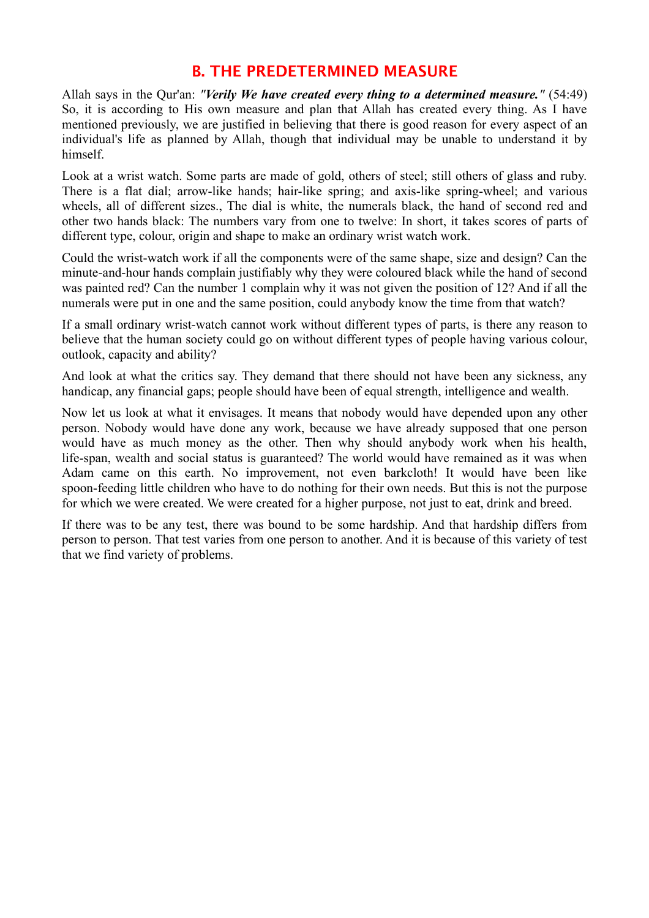## B. THE PREDETERMINED MEASURE

Allah says in the Qur'an: ***"Verily We have created every thing to a determined measure."*** (54:49) So, it is according to His own measure and plan that Allah has created every thing. As I have mentioned previously, we are justified in believing that there is good reason for every aspect of an individual's life as planned by Allah, though that individual may be unable to understand it by himself.

Look at a wrist watch. Some parts are made of gold, others of steel; still others of glass and ruby. There is a flat dial; arrow-like hands; hair-like spring; and axis-like spring-wheel; and various wheels, all of different sizes., The dial is white, the numerals black, the hand of second red and other two hands black: The numbers vary from one to twelve: In short, it takes scores of parts of different type, colour, origin and shape to make an ordinary wrist watch work.

Could the wrist-watch work if all the components were of the same shape, size and design? Can the minute-and-hour hands complain justifiably why they were coloured black while the hand of second was painted red? Can the number 1 complain why it was not given the position of 12? And if all the numerals were put in one and the same position, could anybody know the time from that watch?

If a small ordinary wrist-watch cannot work without different types of parts, is there any reason to believe that the human society could go on without different types of people having various colour, outlook, capacity and ability?

And look at what the critics say. They demand that there should not have been any sickness, any handicap, any financial gaps; people should have been of equal strength, intelligence and wealth.

Now let us look at what it envisages. It means that nobody would have depended upon any other person. Nobody would have done any work, because we have already supposed that one person would have as much money as the other. Then why should anybody work when his health, life-span, wealth and social status is guaranteed? The world would have remained as it was when Adam came on this earth. No improvement, not even barkcloth! It would have been like spoon-feeding little children who have to do nothing for their own needs. But this is not the purpose for which we were created. We were created for a higher purpose, not just to eat, drink and breed.

If there was to be any test, there was bound to be some hardship. And that hardship differs from person to person. That test varies from one person to another. And it is because of this variety of test that we find variety of problems.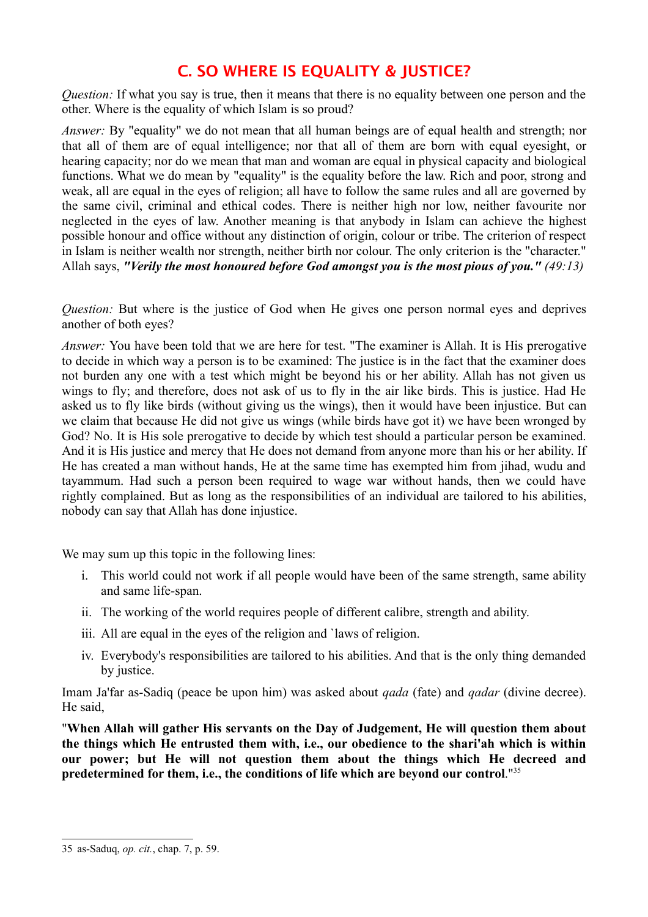## C. SO WHERE IS EQUALITY & JUSTICE?

*Question:* If what you say is true, then it means that there is no equality between one person and the other. Where is the equality of which Islam is so proud?

*Answer:* By "equality" we do not mean that all human beings are of equal health and strength; nor that all of them are of equal intelligence; nor that all of them are born with equal eyesight, or hearing capacity; nor do we mean that man and woman are equal in physical capacity and biological functions. What we do mean by "equality" is the equality before the law. Rich and poor, strong and weak, all are equal in the eyes of religion; all have to follow the same rules and all are governed by the same civil, criminal and ethical codes. There is neither high nor low, neither favourite nor neglected in the eyes of law. Another meaning is that anybody in Islam can achieve the highest possible honour and office without any distinction of origin, colour or tribe. The criterion of respect in Islam is neither wealth nor strength, neither birth nor colour. The only criterion is the "character." Allah says, ***"Verily the most honoured before God amongst you is the most pious of you."*** *(49:13)*

*Question:* But where is the justice of God when He gives one person normal eyes and deprives another of both eyes?

*Answer:* You have been told that we are here for test. "The examiner is Allah. It is His prerogative to decide in which way a person is to be examined: The justice is in the fact that the examiner does not burden any one with a test which might be beyond his or her ability. Allah has not given us wings to fly; and therefore, does not ask of us to fly in the air like birds. This is justice. Had He asked us to fly like birds (without giving us the wings), then it would have been injustice. But can we claim that because He did not give us wings (while birds have got it) we have been wronged by God? No. It is His sole prerogative to decide by which test should a particular person be examined. And it is His justice and mercy that He does not demand from anyone more than his or her ability. If He has created a man without hands, He at the same time has exempted him from jihad, wudu and tayammum. Had such a person been required to wage war without hands, then we could have rightly complained. But as long as the responsibilities of an individual are tailored to his abilities, nobody can say that Allah has done injustice.

We may sum up this topic in the following lines:

i. This world could not work if all people would have been of the same strength, same ability and same life-span.
ii. The working of the world requires people of different calibre, strength and ability.
iii. All are equal in the eyes of the religion and `laws of religion.
iv. Everybody's responsibilities are tailored to his abilities. And that is the only thing demanded by justice.

Imam Ja'far as-Sadiq (peace be upon him) was asked about *qada* (fate) and *qadar* (divine decree). He said,

"**When Allah will gather His servants on the Day of Judgement, He will question them about the things which He entrusted them with, i.e., our obedience to the shari'ah which is within our power; but He will not question them about the things which He decreed and predetermined for them, i.e., the conditions of life which are beyond our control**."[35]

---

35 as-Saduq, *op. cit.*, chap. 7, p. 59.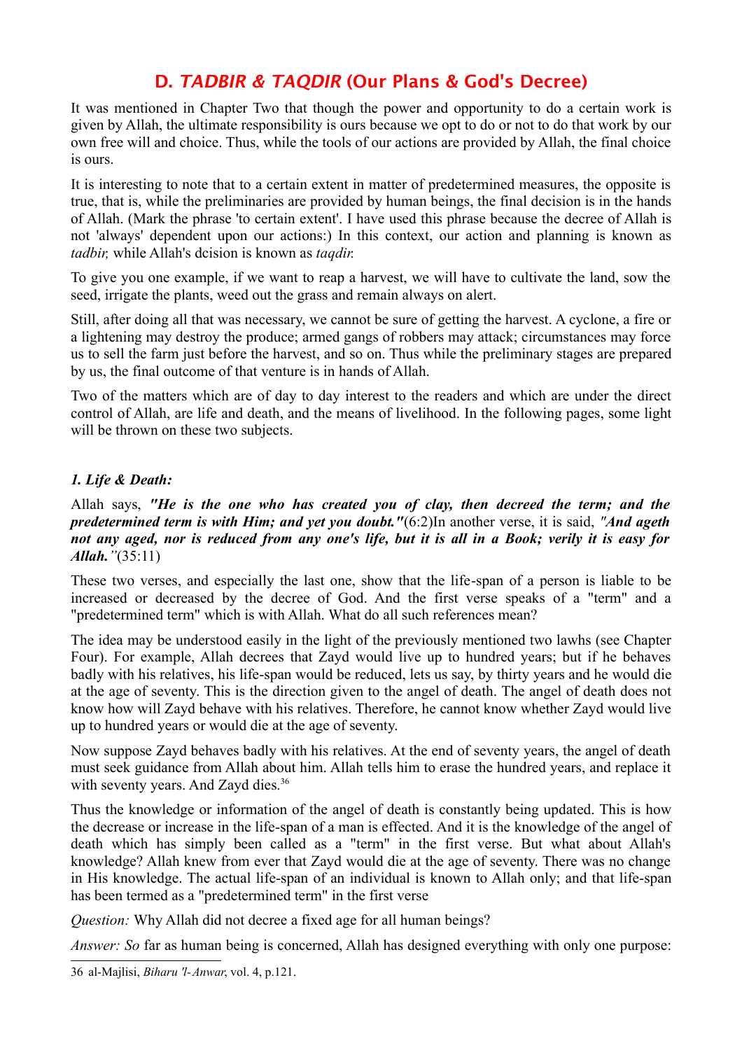## D. *TADBIR & TAQDIR* (Our Plans & God's Decree)

It was mentioned in Chapter Two that though the power and opportunity to do a certain work is given by Allah, the ultimate responsibility is ours because we opt to do or not to do that work by our own free will and choice. Thus, while the tools of our actions are provided by Allah, the final choice is ours.

It is interesting to note that to a certain extent in matter of predetermined measures, the opposite is true, that is, while the preliminaries are provided by human beings, the final decision is in the hands of Allah. (Mark the phrase 'to certain extent'. I have used this phrase because the decree of Allah is not 'always' dependent upon our actions:) In this context, our action and planning is known as *tadbir,* while Allah's dcision is known as *taqdir.*

To give you one example, if we want to reap a harvest, we will have to cultivate the land, sow the seed, irrigate the plants, weed out the grass and remain always on alert.

Still, after doing all that was necessary, we cannot be sure of getting the harvest. A cyclone, a fire or a lightening may destroy the produce; armed gangs of robbers may attack; circumstances may force us to sell the farm just before the harvest, and so on. Thus while the preliminary stages are prepared by us, the final outcome of that venture is in hands of Allah.

Two of the matters which are of day to day interest to the readers and which are under the direct control of Allah, are life and death, and the means of livelihood. In the following pages, some light will be thrown on these two subjects.

### *1. Life & Death:*

Allah says, ***"He is the one who has created you of clay, then decreed the term; and the predetermined term is with Him; and yet you doubt."***(6:2)In another verse, it is said, ***"And ageth not any aged, nor is reduced from any one's life, but it is all in a Book; verily it is easy for Allah."***(35:11)

These two verses, and especially the last one, show that the life-span of a person is liable to be increased or decreased by the decree of God. And the first verse speaks of a "term" and a "predetermined term" which is with Allah. What do all such references mean?

The idea may be understood easily in the light of the previously mentioned two lawhs (see Chapter Four). For example, Allah decrees that Zayd would live up to hundred years; but if he behaves badly with his relatives, his life-span would be reduced, lets us say, by thirty years and he would die at the age of seventy. This is the direction given to the angel of death. The angel of death does not know how will Zayd behave with his relatives. Therefore, he cannot know whether Zayd would live up to hundred years or would die at the age of seventy.

Now suppose Zayd behaves badly with his relatives. At the end of seventy years, the angel of death must seek guidance from Allah about him. Allah tells him to erase the hundred years, and replace it with seventy years. And Zayd dies.[36]

Thus the knowledge or information of the angel of death is constantly being updated. This is how the decrease or increase in the life-span of a man is effected. And it is the knowledge of the angel of death which has simply been called as a "term" in the first verse. But what about Allah's knowledge? Allah knew from ever that Zayd would die at the age of seventy. There was no change in His knowledge. The actual life-span of an individual is known to Allah only; and that life-span has been termed as a "predetermined term" in the first verse

*Question:* Why Allah did not decree a fixed age for all human beings?

*Answer: So* far as human being is concerned, Allah has designed everything with only one purpose:

---

36 al-Majlisi, *Biharu 'l-Anwar*, vol. 4, p.121.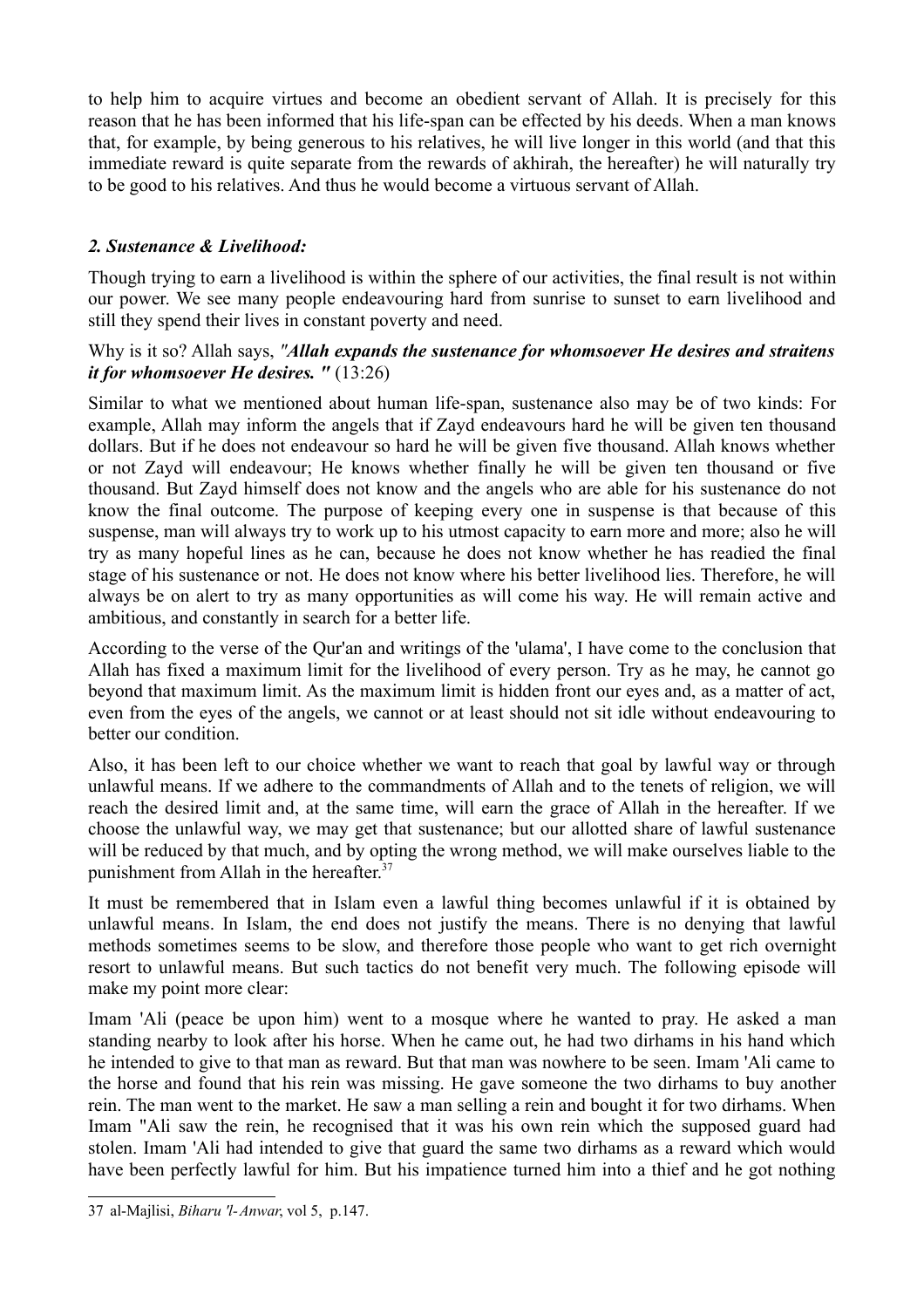to help him to acquire virtues and become an obedient servant of Allah. It is precisely for this reason that he has been informed that his life-span can be effected by his deeds. When a man knows that, for example, by being generous to his relatives, he will live longer in this world (and that this immediate reward is quite separate from the rewards of akhirah, the hereafter) he will naturally try to be good to his relatives. And thus he would become a virtuous servant of Allah.

### *2. Sustenance & Livelihood:*

Though trying to earn a livelihood is within the sphere of our activities, the final result is not within our power. We see many people endeavouring hard from sunrise to sunset to earn livelihood and still they spend their lives in constant poverty and need.

Why is it so? Allah says, *"Allah expands the sustenance for whomsoever He desires and straitens it for whomsoever He desires. "* (13:26)

Similar to what we mentioned about human life-span, sustenance also may be of two kinds: For example, Allah may inform the angels that if Zayd endeavours hard he will be given ten thousand dollars. But if he does not endeavour so hard he will be given five thousand. Allah knows whether or not Zayd will endeavour; He knows whether finally he will be given ten thousand or five thousand. But Zayd himself does not know and the angels who are able for his sustenance do not know the final outcome. The purpose of keeping every one in suspense is that because of this suspense, man will always try to work up to his utmost capacity to earn more and more; also he will try as many hopeful lines as he can, because he does not know whether he has readied the final stage of his sustenance or not. He does not know where his better livelihood lies. Therefore, he will always be on alert to try as many opportunities as will come his way. He will remain active and ambitious, and constantly in search for a better life.

According to the verse of the Qur'an and writings of the 'ulama', I have come to the conclusion that Allah has fixed a maximum limit for the livelihood of every person. Try as he may, he cannot go beyond that maximum limit. As the maximum limit is hidden front our eyes and, as a matter of act, even from the eyes of the angels, we cannot or at least should not sit idle without endeavouring to better our condition.

Also, it has been left to our choice whether we want to reach that goal by lawful way or through unlawful means. If we adhere to the commandments of Allah and to the tenets of religion, we will reach the desired limit and, at the same time, will earn the grace of Allah in the hereafter. If we choose the unlawful way, we may get that sustenance; but our allotted share of lawful sustenance will be reduced by that much, and by opting the wrong method, we will make ourselves liable to the punishment from Allah in the hereafter.[37]

It must be remembered that in Islam even a lawful thing becomes unlawful if it is obtained by unlawful means. In Islam, the end does not justify the means. There is no denying that lawful methods sometimes seems to be slow, and therefore those people who want to get rich overnight resort to unlawful means. But such tactics do not benefit very much. The following episode will make my point more clear:

Imam 'Ali (peace be upon him) went to a mosque where he wanted to pray. He asked a man standing nearby to look after his horse. When he came out, he had two dirhams in his hand which he intended to give to that man as reward. But that man was nowhere to be seen. Imam 'Ali came to the horse and found that his rein was missing. He gave someone the two dirhams to buy another rein. The man went to the market. He saw a man selling a rein and bought it for two dirhams. When Imam "Ali saw the rein, he recognised that it was his own rein which the supposed guard had stolen. Imam 'Ali had intended to give that guard the same two dirhams as a reward which would have been perfectly lawful for him. But his impatience turned him into a thief and he got nothing

---

37 al-Majlisi, *Biharu 'l-Anwar*, vol 5, p.147.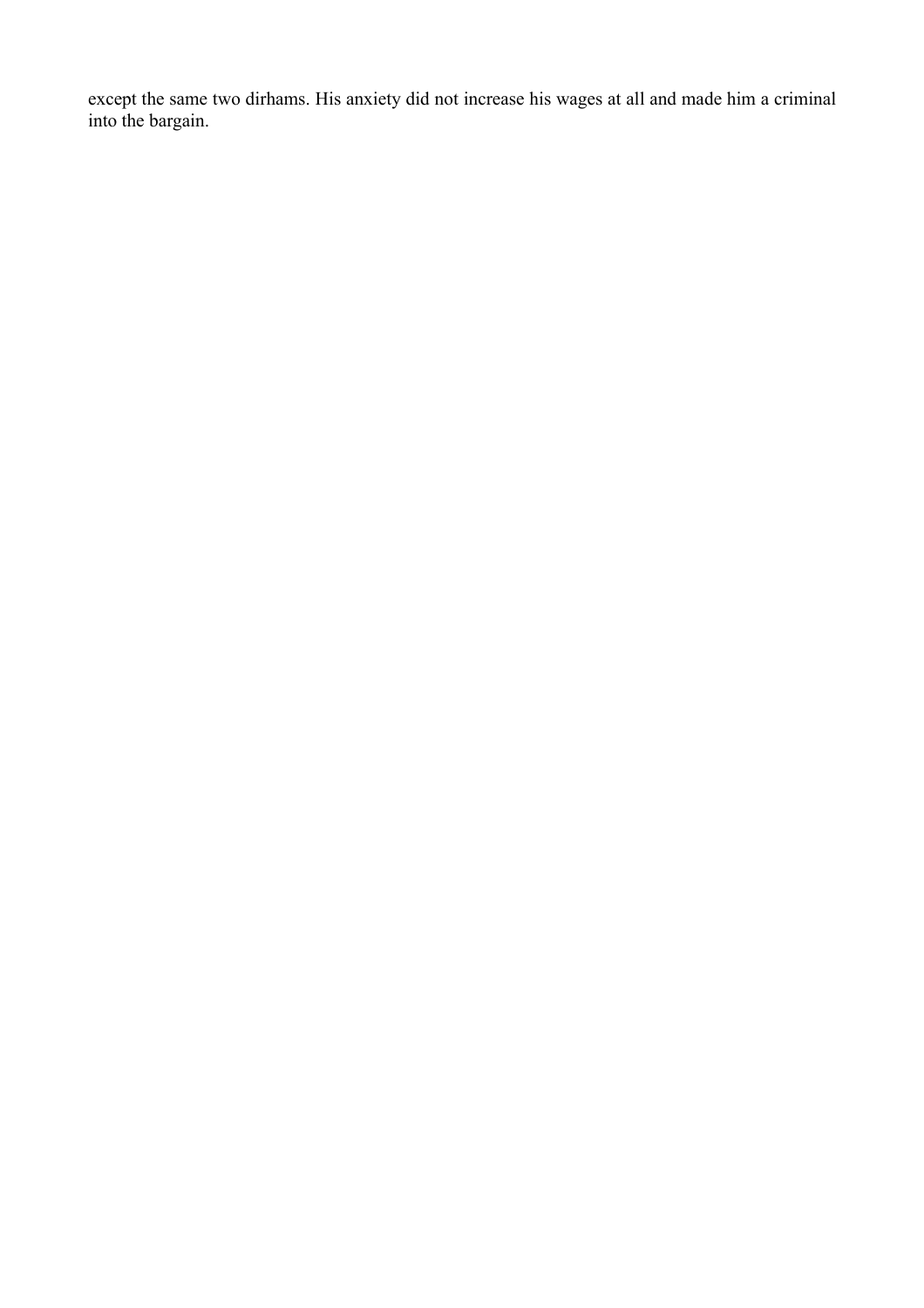except the same two dirhams. His anxiety did not increase his wages at all and made him a criminal into the bargain.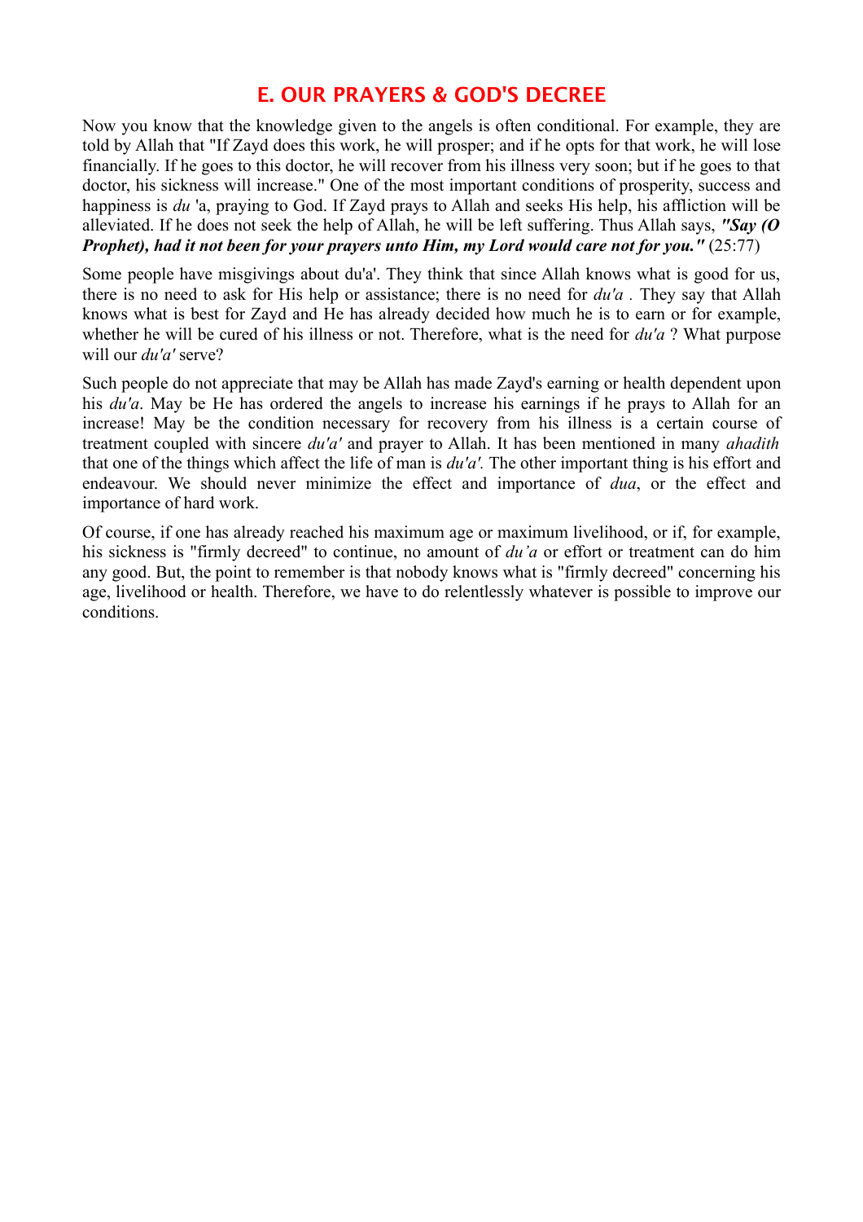## E. OUR PRAYERS & GOD'S DECREE

Now you know that the knowledge given to the angels is often conditional. For example, they are told by Allah that "If Zayd does this work, he will prosper; and if he opts for that work, he will lose financially. If he goes to this doctor, he will recover from his illness very soon; but if he goes to that doctor, his sickness will increase." One of the most important conditions of prosperity, success and happiness is *du* 'a, praying to God. If Zayd prays to Allah and seeks His help, his affliction will be alleviated. If he does not seek the help of Allah, he will be left suffering. Thus Allah says, ***"Say (O Prophet), had it not been for your prayers unto Him, my Lord would care not for you."*** (25:77)

Some people have misgivings about du'a'. They think that since Allah knows what is good for us, there is no need to ask for His help or assistance; there is no need for *du'a* . They say that Allah knows what is best for Zayd and He has already decided how much he is to earn or for example, whether he will be cured of his illness or not. Therefore, what is the need for *du'a* ? What purpose will our *du'a'* serve?

Such people do not appreciate that may be Allah has made Zayd's earning or health dependent upon his *du'a*. May be He has ordered the angels to increase his earnings if he prays to Allah for an increase! May be the condition necessary for recovery from his illness is a certain course of treatment coupled with sincere *du'a'* and prayer to Allah. It has been mentioned in many *ahadith* that one of the things which affect the life of man is *du'a'.* The other important thing is his effort and endeavour. We should never minimize the effect and importance of *dua*, or the effect and importance of hard work.

Of course, if one has already reached his maximum age or maximum livelihood, or if, for example, his sickness is "firmly decreed" to continue, no amount of *du'a* or effort or treatment can do him any good. But, the point to remember is that nobody knows what is "firmly decreed" concerning his age, livelihood or health. Therefore, we have to do relentlessly whatever is possible to improve our conditions.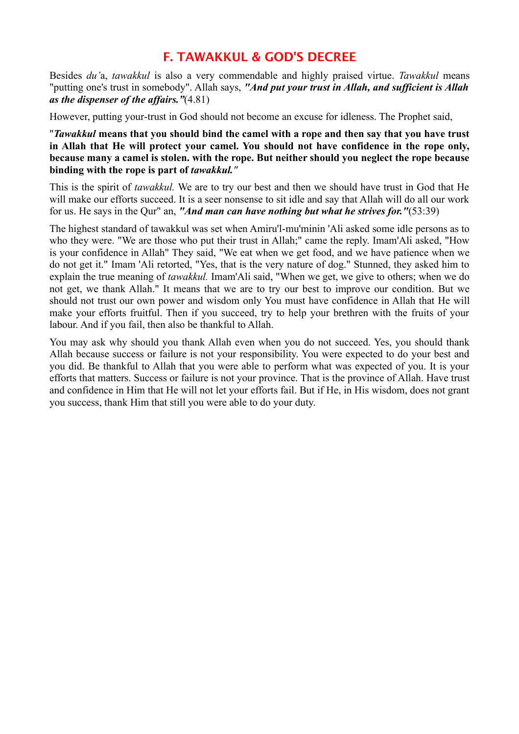## F. TAWAKKUL & GOD'S DECREE

Besides *du'*a, *tawakkul* is also a very commendable and highly praised virtue. *Tawakkul* means "putting one's trust in somebody". Allah says, ***"And put your trust in Allah, and sufficient is Allah as the dispenser of the affairs."***(4.81)

However, putting your-trust in God should not become an excuse for idleness. The Prophet said,

**"*Tawakkul* means that you should bind the camel with a rope and then say that you have trust in Allah that He will protect your camel. You should not have confidence in the rope only, because many a camel is stolen. with the rope. But neither should you neglect the rope because binding with the rope is part of *tawakkul."***

This is the spirit of *tawakkul.* We are to try our best and then we should have trust in God that He will make our efforts succeed. It is a seer nonsense to sit idle and say that Allah will do all our work for us. He says in the Qur" an, ***"And man can have nothing but what he strives for."***(53:39)

The highest standard of tawakkul was set when Amiru'l-mu'minin 'Ali asked some idle persons as to who they were. "We are those who put their trust in Allah;" came the reply. Imam'Ali asked, "How is your confidence in Allah" They said, "We eat when we get food, and we have patience when we do not get it." Imam 'Ali retorted, "Yes, that is the very nature of dog." Stunned, they asked him to explain the true meaning of *tawakkul.* Imam'Ali said, "When we get, we give to others; when we do not get, we thank Allah." It means that we are to try our best to improve our condition. But we should not trust our own power and wisdom only You must have confidence in Allah that He will make your efforts fruitful. Then if you succeed, try to help your brethren with the fruits of your labour. And if you fail, then also be thankful to Allah.

You may ask why should you thank Allah even when you do not succeed. Yes, you should thank Allah because success or failure is not your responsibility. You were expected to do your best and you did. Be thankful to Allah that you were able to perform what was expected of you. It is your efforts that matters. Success or failure is not your province. That is the province of Allah. Have trust and confidence in Him that He will not let your efforts fail. But if He, in His wisdom, does not grant you success, thank Him that still you were able to do your duty.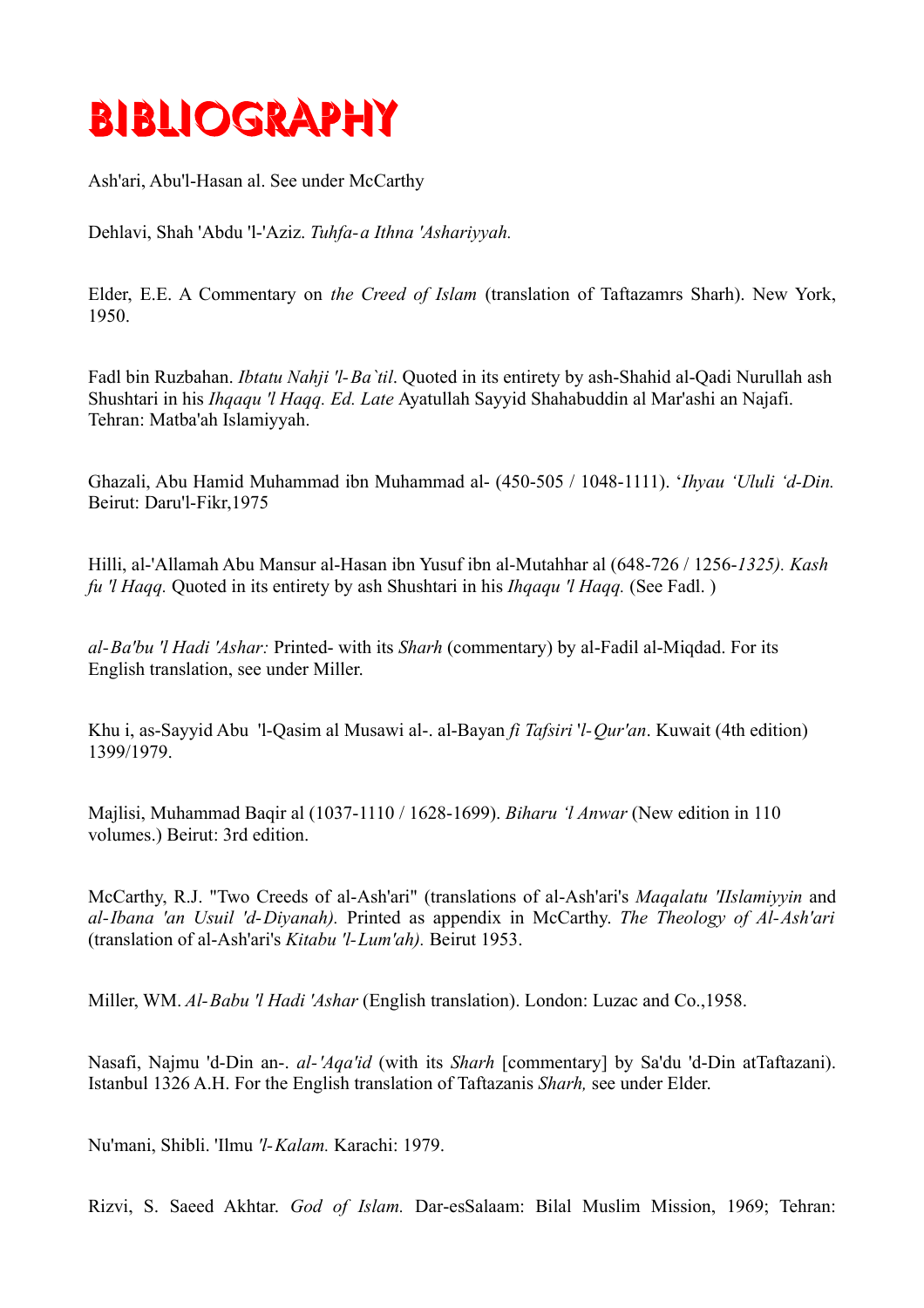# BIBLIOGRAPHY

Ash'ari, Abu'l-Hasan al. See under McCarthy

Dehlavi, Shah 'Abdu 'l-'Aziz. *Tuhfa-a Ithna 'Ashariyyah.*

Elder, E.E. A Commentary on *the Creed of Islam* (translation of Taftazamrs Sharh). New York, 1950.

Fadl bin Ruzbahan. *Ibtatu Nahji 'l-Ba`til*. Quoted in its entirety by ash-Shahid al-Qadi Nurullah ash Shushtari in his *Ihqaqu 'l Haqq. Ed. Late* Ayatullah Sayyid Shahabuddin al Mar'ashi an Najafi. Tehran: Matba'ah Islamiyyah.

Ghazali, Abu Hamid Muhammad ibn Muhammad al- (450-505 / 1048-1111). '*Ihyau 'Ululi 'd-Din.* Beirut: Daru'l-Fikr,1975

Hilli, al-'Allamah Abu Mansur al-Hasan ibn Yusuf ibn al-Mutahhar al (648-726 / 1256-*1325). Kash fu 'l Haqq.* Quoted in its entirety by ash Shushtari in his *Ihqaqu 'l Haqq.* (See Fadl. )

*al-Ba'bu 'l Hadi 'Ashar:* Printed- with its *Sharh* (commentary) by al-Fadil al-Miqdad. For its English translation, see under Miller.

Khu i, as-Sayyid Abu  'l-Qasim al Musawi al-. al-Bayan *fi Tafsiri* '*l-Qur'an*. Kuwait (4th edition) 1399/1979.

Majlisi, Muhammad Baqir al (1037-1110 / 1628-1699). *Biharu 'l Anwar* (New edition in 110 volumes.) Beirut: 3rd edition.

McCarthy, R.J. "Two Creeds of al-Ash'ari" (translations of al-Ash'ari's *Maqalatu 'IIslamiyyin* and *al-Ibana 'an Usuil 'd-Diyanah).* Printed as appendix in McCarthy. *The Theology of Al-Ash'ari* (translation of al-Ash'ari's *Kitabu 'l-Lum'ah).* Beirut 1953.

Miller, WM. *Al-Babu 'l Hadi 'Ashar* (English translation). London: Luzac and Co.,1958.

Nasafi, Najmu 'd-Din an-. *al-'Aqa'id* (with its *Sharh* [commentary] by Sa'du 'd-Din atTaftazani). Istanbul 1326 A.H. For the English translation of Taftazanis *Sharh,* see under Elder.

Nu'mani, Shibli. 'Ilmu *'l-Kalam.* Karachi: 1979.

Rizvi, S. Saeed Akhtar. *God of Islam.* Dar-esSalaam: Bilal Muslim Mission, 1969; Tehran: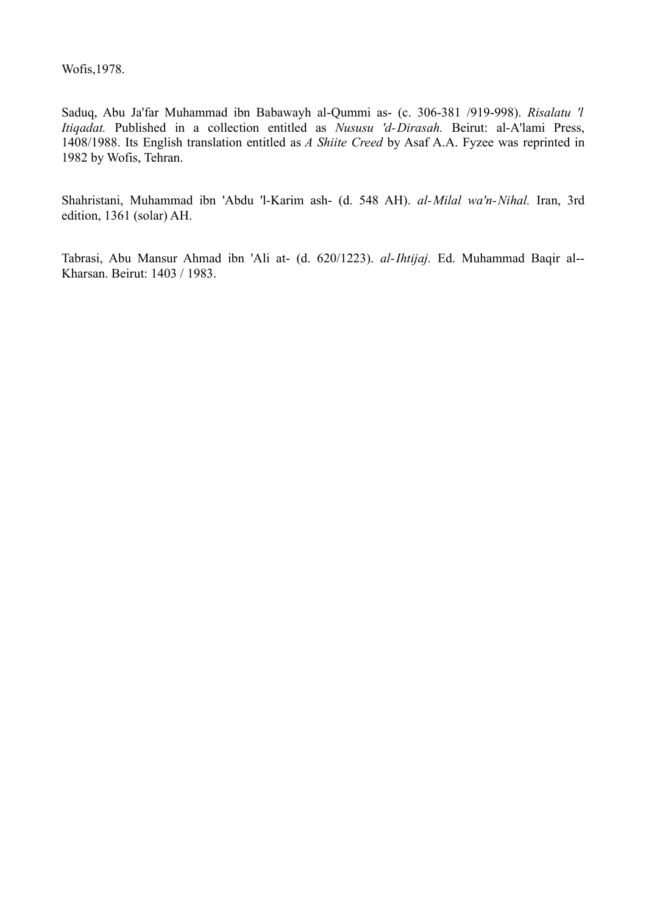Wofis,1978.

Saduq, Abu Ja'far Muhammad ibn Babawayh al-Qummi as- (c. 306-381 /919-998). *Risalatu 'l Itiqadat.* Published in a collection entitled as *Nususu 'd-Dirasah.* Beirut: al-A'lami Press, 1408/1988. Its English translation entitled as *A Shiite Creed* by Asaf A.A. Fyzee was reprinted in 1982 by Wofis, Tehran.

Shahristani, Muhammad ibn 'Abdu 'l-Karim ash- (d. 548 AH). *al-Milal wa'n-Nihal.* Iran, 3rd edition, 1361 (solar) AH.

Tabrasi, Abu Mansur Ahmad ibn 'Ali at- (d. 620/1223). *al-Ihtijaj.* Ed. Muhammad Baqir al--Kharsan. Beirut: 1403 / 1983.